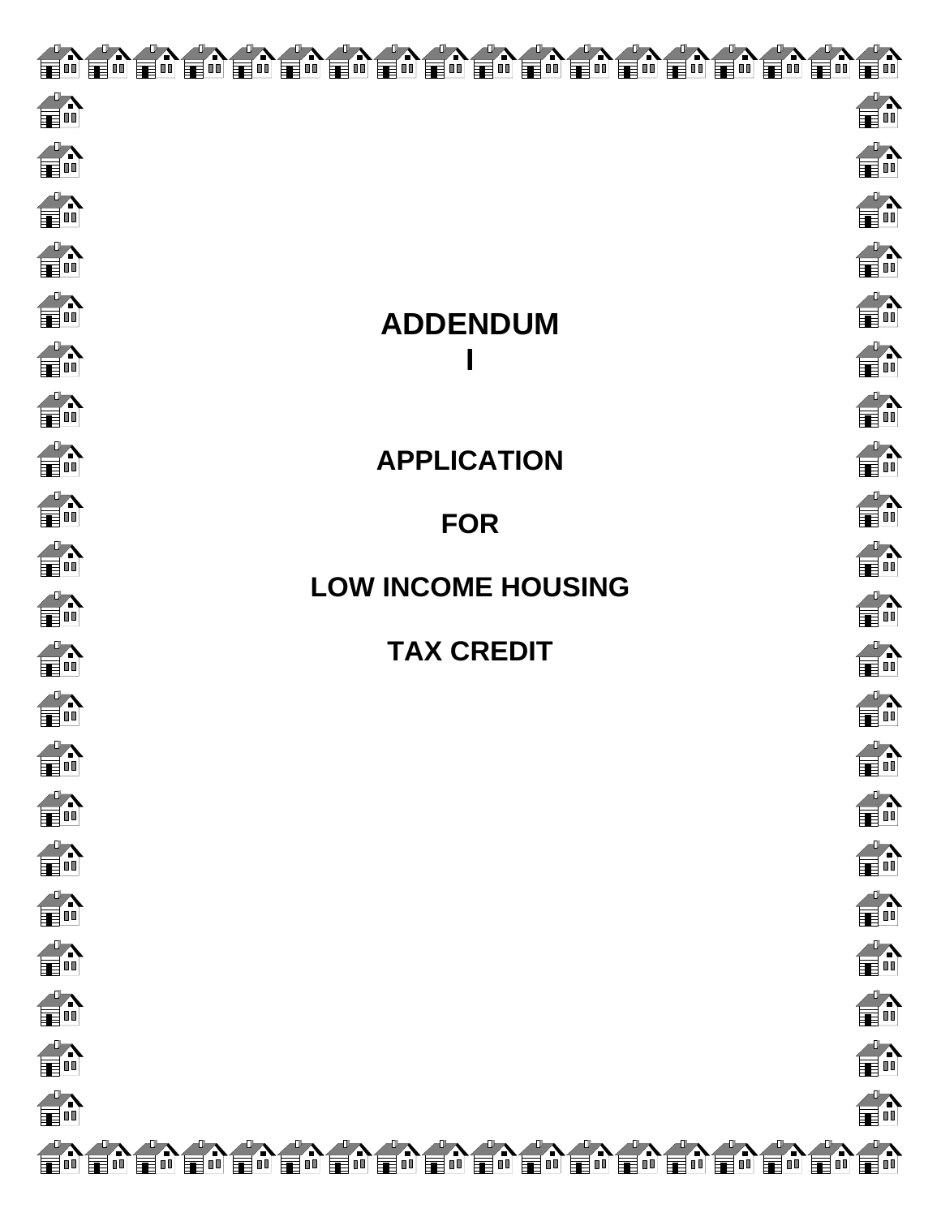# ADDENDUM I

## APPLICATION

## FOR

## LOW INCOME HOUSING

## TAX CREDIT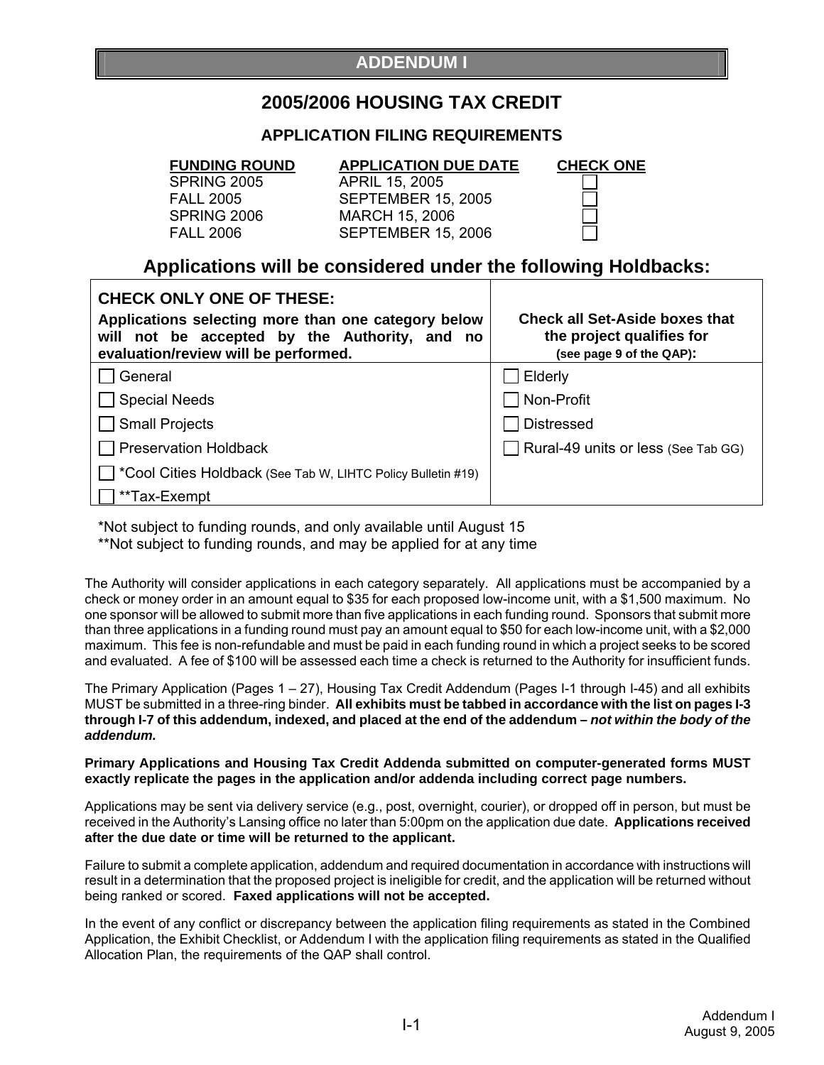# ADDENDUM I

## 2005/2006 HOUSING TAX CREDIT

### APPLICATION FILING REQUIREMENTS

| FUNDING ROUND | APPLICATION DUE DATE | CHECK ONE |
|---|---|---|
| SPRING 2005 | APRIL 15, 2005 | ☐ |
| FALL 2005 | SEPTEMBER 15, 2005 | ☐ |
| SPRING 2006 | MARCH 15, 2006 | ☐ |
| FALL 2006 | SEPTEMBER 15, 2006 | ☐ |

## Applications will be considered under the following Holdbacks:

| **CHECK ONLY ONE OF THESE:** **Applications selecting more than one category below will not be accepted by the Authority, and no evaluation/review will be performed.** | **Check all Set-Aside boxes that the project qualifies for (see page 9 of the QAP):** |
|---|---|
| ☐ General | ☐ Elderly |
| ☐ Special Needs | ☐ Non-Profit |
| ☐ Small Projects | ☐ Distressed |
| ☐ Preservation Holdback | ☐ Rural-49 units or less (See Tab GG) |
| ☐ *Cool Cities Holdback (See Tab W, LIHTC Policy Bulletin #19) | |
| ☐ **Tax-Exempt | |

*Not subject to funding rounds, and only available until August 15

**Not subject to funding rounds, and may be applied for at any time

The Authority will consider applications in each category separately. All applications must be accompanied by a check or money order in an amount equal to $35 for each proposed low-income unit, with a $1,500 maximum. No one sponsor will be allowed to submit more than five applications in each funding round. Sponsors that submit more than three applications in a funding round must pay an amount equal to $50 for each low-income unit, with a $2,000 maximum. This fee is non-refundable and must be paid in each funding round in which a project seeks to be scored and evaluated. A fee of $100 will be assessed each time a check is returned to the Authority for insufficient funds.

The Primary Application (Pages 1 – 27), Housing Tax Credit Addendum (Pages I-1 through I-45) and all exhibits MUST be submitted in a three-ring binder. **All exhibits must be tabbed in accordance with the list on pages I-3 through I-7 of this addendum, indexed, and placed at the end of the addendum – *not within the body of the addendum.***

**Primary Applications and Housing Tax Credit Addenda submitted on computer-generated forms MUST exactly replicate the pages in the application and/or addenda including correct page numbers.**

Applications may be sent via delivery service (e.g., post, overnight, courier), or dropped off in person, but must be received in the Authority's Lansing office no later than 5:00pm on the application due date. **Applications received after the due date or time will be returned to the applicant.**

Failure to submit a complete application, addendum and required documentation in accordance with instructions will result in a determination that the proposed project is ineligible for credit, and the application will be returned without being ranked or scored. **Faxed applications will not be accepted.**

In the event of any conflict or discrepancy between the application filing requirements as stated in the Combined Application, the Exhibit Checklist, or Addendum I with the application filing requirements as stated in the Qualified Allocation Plan, the requirements of the QAP shall control.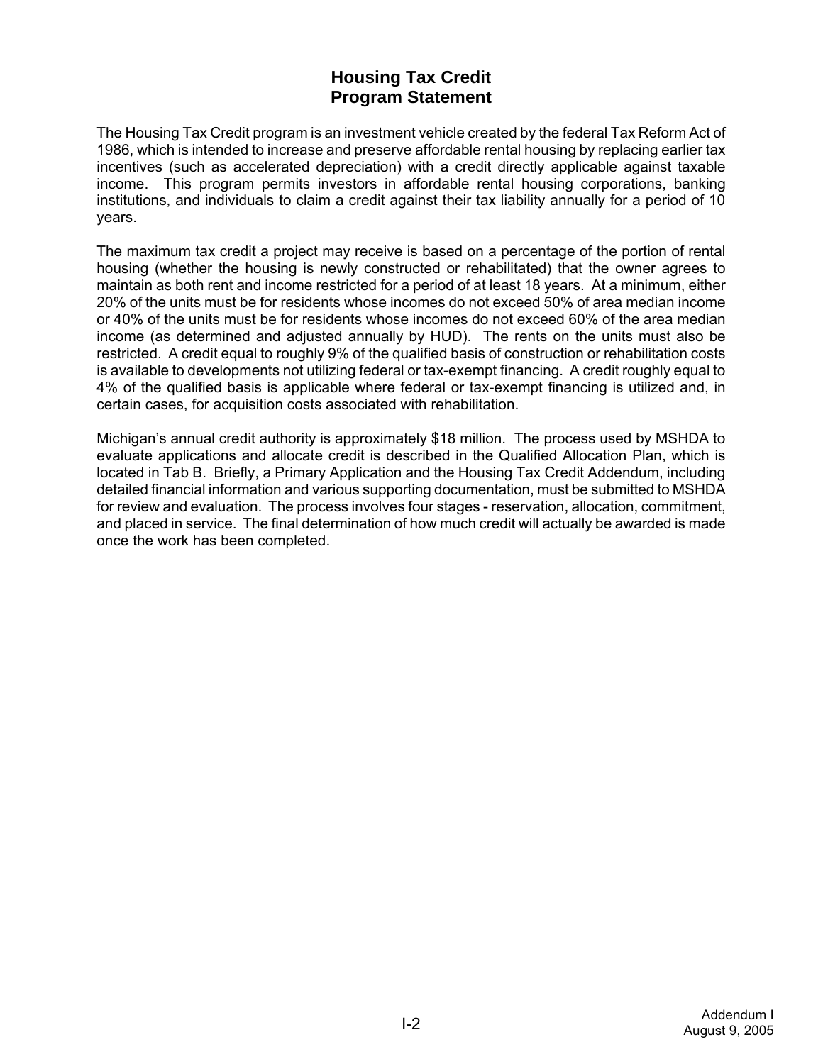# Housing Tax Credit
# Program Statement

The Housing Tax Credit program is an investment vehicle created by the federal Tax Reform Act of 1986, which is intended to increase and preserve affordable rental housing by replacing earlier tax incentives (such as accelerated depreciation) with a credit directly applicable against taxable income. This program permits investors in affordable rental housing corporations, banking institutions, and individuals to claim a credit against their tax liability annually for a period of 10 years.

The maximum tax credit a project may receive is based on a percentage of the portion of rental housing (whether the housing is newly constructed or rehabilitated) that the owner agrees to maintain as both rent and income restricted for a period of at least 18 years. At a minimum, either 20% of the units must be for residents whose incomes do not exceed 50% of area median income or 40% of the units must be for residents whose incomes do not exceed 60% of the area median income (as determined and adjusted annually by HUD). The rents on the units must also be restricted. A credit equal to roughly 9% of the qualified basis of construction or rehabilitation costs is available to developments not utilizing federal or tax-exempt financing. A credit roughly equal to 4% of the qualified basis is applicable where federal or tax-exempt financing is utilized and, in certain cases, for acquisition costs associated with rehabilitation.

Michigan's annual credit authority is approximately $18 million. The process used by MSHDA to evaluate applications and allocate credit is described in the Qualified Allocation Plan, which is located in Tab B. Briefly, a Primary Application and the Housing Tax Credit Addendum, including detailed financial information and various supporting documentation, must be submitted to MSHDA for review and evaluation. The process involves four stages - reservation, allocation, commitment, and placed in service. The final determination of how much credit will actually be awarded is made once the work has been completed.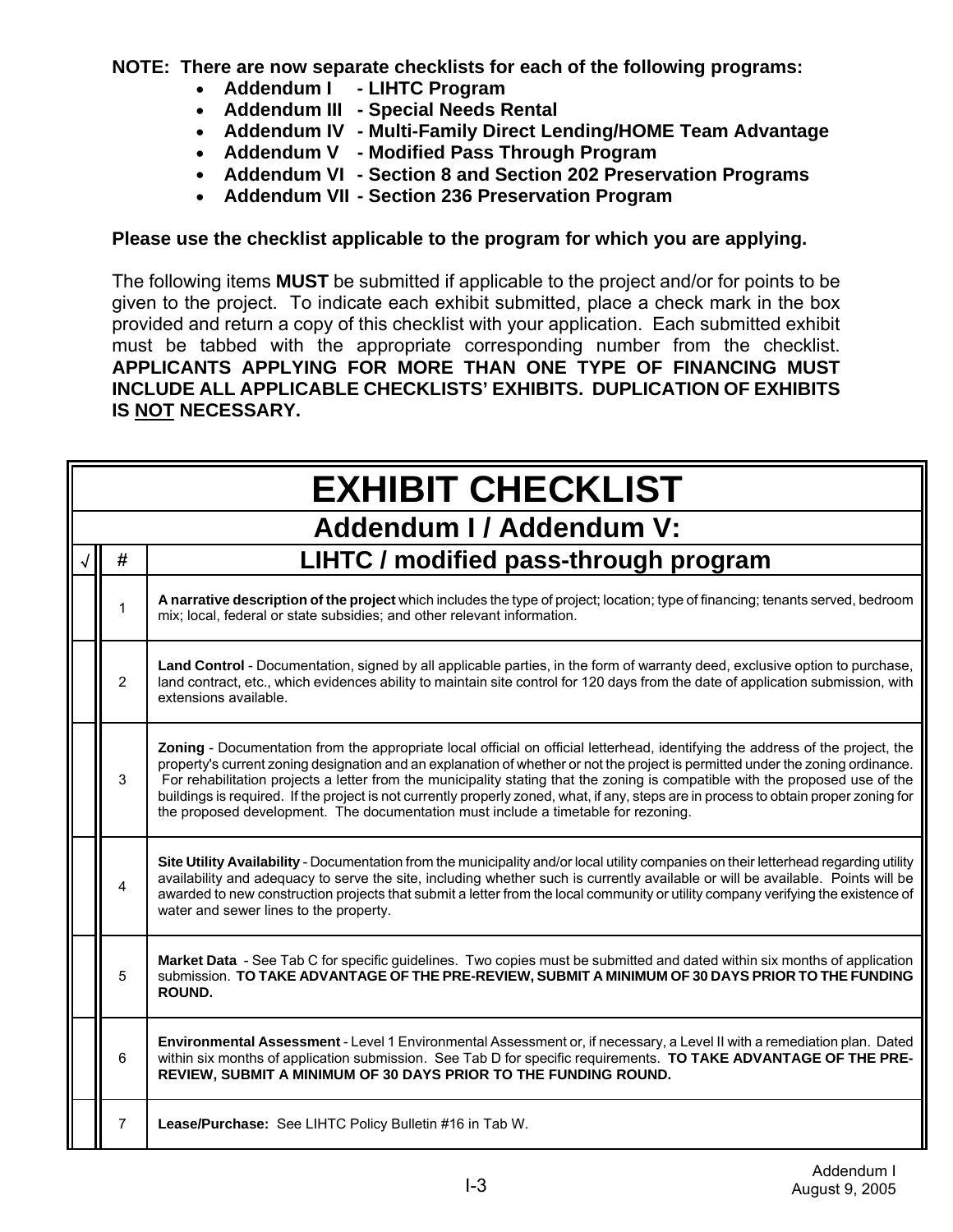**NOTE: There are now separate checklists for each of the following programs:**

- **Addendum I - LIHTC Program**
- **Addendum III - Special Needs Rental**
- **Addendum IV - Multi-Family Direct Lending/HOME Team Advantage**
- **Addendum V - Modified Pass Through Program**
- **Addendum VI - Section 8 and Section 202 Preservation Programs**
- **Addendum VII - Section 236 Preservation Program**

**Please use the checklist applicable to the program for which you are applying.**

The following items **MUST** be submitted if applicable to the project and/or for points to be given to the project. To indicate each exhibit submitted, place a check mark in the box provided and return a copy of this checklist with your application. Each submitted exhibit must be tabbed with the appropriate corresponding number from the checklist. **APPLICANTS APPLYING FOR MORE THAN ONE TYPE OF FINANCING MUST INCLUDE ALL APPLICABLE CHECKLISTS' EXHIBITS. DUPLICATION OF EXHIBITS IS NOT NECESSARY.**

# EXHIBIT CHECKLIST

## Addendum I / Addendum V:

| √ | # | LIHTC / modified pass-through program |
|---|---|---|
| | 1 | **A narrative description of the project** which includes the type of project; location; type of financing; tenants served, bedroom mix; local, federal or state subsidies; and other relevant information. |
| | 2 | **Land Control** - Documentation, signed by all applicable parties, in the form of warranty deed, exclusive option to purchase, land contract, etc., which evidences ability to maintain site control for 120 days from the date of application submission, with extensions available. |
| | 3 | **Zoning** - Documentation from the appropriate local official on official letterhead, identifying the address of the project, the property's current zoning designation and an explanation of whether or not the project is permitted under the zoning ordinance. For rehabilitation projects a letter from the municipality stating that the zoning is compatible with the proposed use of the buildings is required. If the project is not currently properly zoned, what, if any, steps are in process to obtain proper zoning for the proposed development. The documentation must include a timetable for rezoning. |
| | 4 | **Site Utility Availability** - Documentation from the municipality and/or local utility companies on their letterhead regarding utility availability and adequacy to serve the site, including whether such is currently available or will be available. Points will be awarded to new construction projects that submit a letter from the local community or utility company verifying the existence of water and sewer lines to the property. |
| | 5 | **Market Data** - See Tab C for specific guidelines. Two copies must be submitted and dated within six months of application submission. **TO TAKE ADVANTAGE OF THE PRE-REVIEW, SUBMIT A MINIMUM OF 30 DAYS PRIOR TO THE FUNDING ROUND.** |
| | 6 | **Environmental Assessment** - Level 1 Environmental Assessment or, if necessary, a Level II with a remediation plan. Dated within six months of application submission. See Tab D for specific requirements. **TO TAKE ADVANTAGE OF THE PRE-REVIEW, SUBMIT A MINIMUM OF 30 DAYS PRIOR TO THE FUNDING ROUND.** |
| | 7 | **Lease/Purchase:** See LIHTC Policy Bulletin #16 in Tab W. |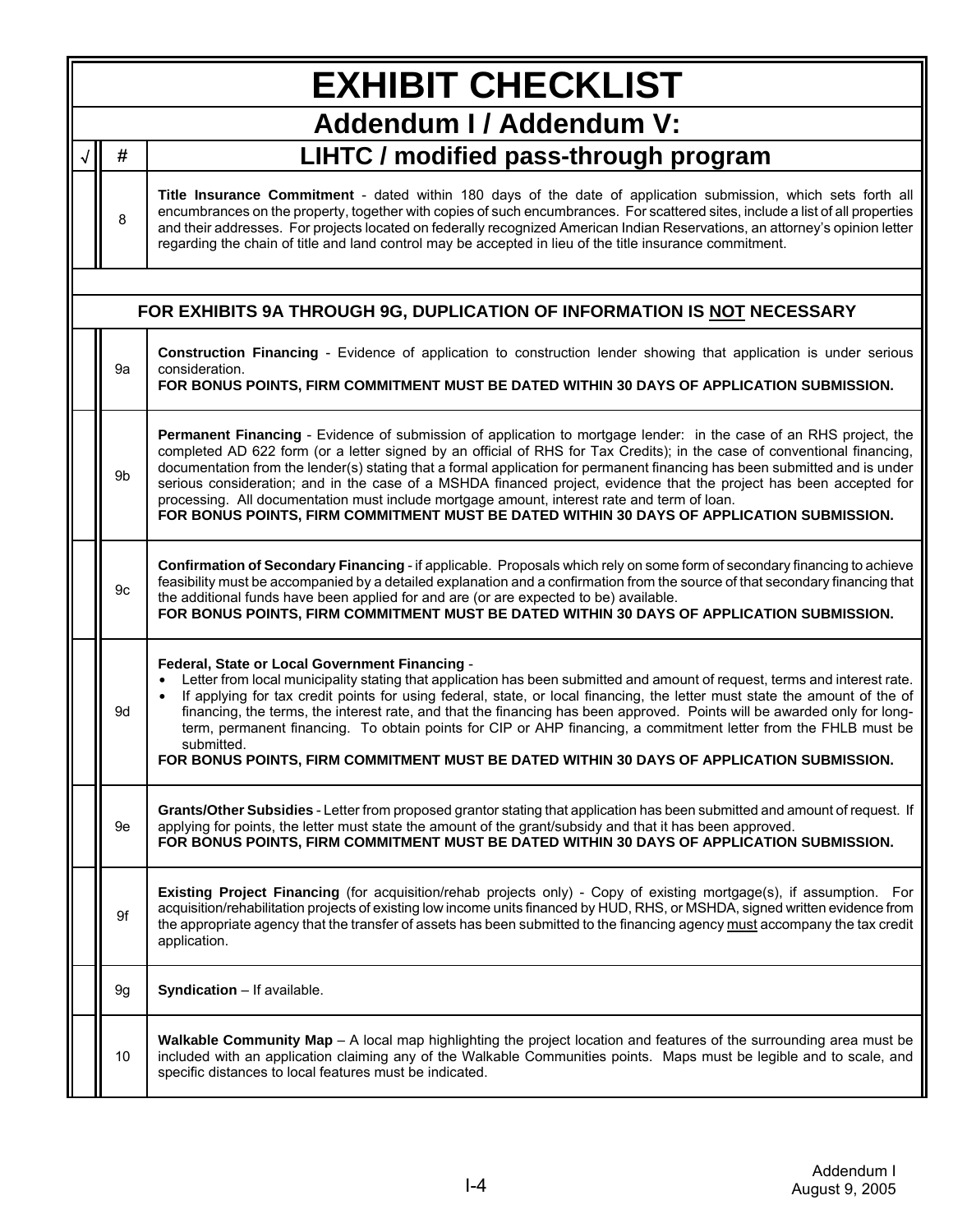# EXHIBIT CHECKLIST

## Addendum I / Addendum V:

| √ | # | LIHTC / modified pass-through program |
|---|---|---|
| | 8 | **Title Insurance Commitment** - dated within 180 days of the date of application submission, which sets forth all encumbrances on the property, together with copies of such encumbrances. For scattered sites, include a list of all properties and their addresses. For projects located on federally recognized American Indian Reservations, an attorney's opinion letter regarding the chain of title and land control may be accepted in lieu of the title insurance commitment. |
| | | |
| | | **FOR EXHIBITS 9A THROUGH 9G, DUPLICATION OF INFORMATION IS NOT NECESSARY** |
| | 9a | **Construction Financing** - Evidence of application to construction lender showing that application is under serious consideration. **FOR BONUS POINTS, FIRM COMMITMENT MUST BE DATED WITHIN 30 DAYS OF APPLICATION SUBMISSION.** |
| | 9b | **Permanent Financing** - Evidence of submission of application to mortgage lender: in the case of an RHS project, the completed AD 622 form (or a letter signed by an official of RHS for Tax Credits); in the case of conventional financing, documentation from the lender(s) stating that a formal application for permanent financing has been submitted and is under serious consideration; and in the case of a MSHDA financed project, evidence that the project has been accepted for processing. All documentation must include mortgage amount, interest rate and term of loan. **FOR BONUS POINTS, FIRM COMMITMENT MUST BE DATED WITHIN 30 DAYS OF APPLICATION SUBMISSION.** |
| | 9c | **Confirmation of Secondary Financing** - if applicable. Proposals which rely on some form of secondary financing to achieve feasibility must be accompanied by a detailed explanation and a confirmation from the source of that secondary financing that the additional funds have been applied for and are (or are expected to be) available. **FOR BONUS POINTS, FIRM COMMITMENT MUST BE DATED WITHIN 30 DAYS OF APPLICATION SUBMISSION.** |
| | 9d | **Federal, State or Local Government Financing** - <br>• Letter from local municipality stating that application has been submitted and amount of request, terms and interest rate.<br>• If applying for tax credit points for using federal, state, or local financing, the letter must state the amount of the of financing, the terms, the interest rate, and that the financing has been approved. Points will be awarded only for long-term, permanent financing. To obtain points for CIP or AHP financing, a commitment letter from the FHLB must be submitted.<br>**FOR BONUS POINTS, FIRM COMMITMENT MUST BE DATED WITHIN 30 DAYS OF APPLICATION SUBMISSION.** |
| | 9e | **Grants/Other Subsidies** - Letter from proposed grantor stating that application has been submitted and amount of request. If applying for points, the letter must state the amount of the grant/subsidy and that it has been approved. **FOR BONUS POINTS, FIRM COMMITMENT MUST BE DATED WITHIN 30 DAYS OF APPLICATION SUBMISSION.** |
| | 9f | **Existing Project Financing** (for acquisition/rehab projects only) - Copy of existing mortgage(s), if assumption. For acquisition/rehabilitation projects of existing low income units financed by HUD, RHS, or MSHDA, signed written evidence from the appropriate agency that the transfer of assets has been submitted to the financing agency must accompany the tax credit application. |
| | 9g | **Syndication** – If available. |
| | 10 | **Walkable Community Map** – A local map highlighting the project location and features of the surrounding area must be included with an application claiming any of the Walkable Communities points. Maps must be legible and to scale, and specific distances to local features must be indicated. |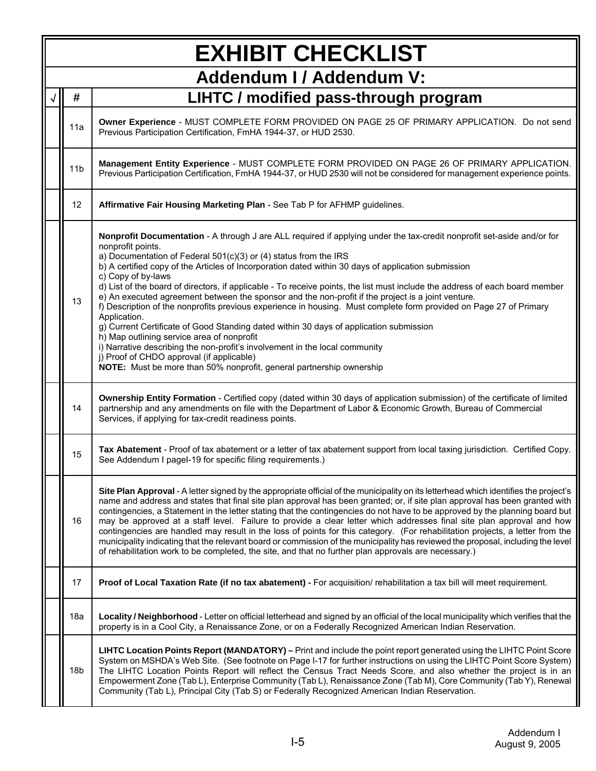# EXHIBIT CHECKLIST

## Addendum I / Addendum V:

| √ | # | LIHTC / modified pass-through program |
|---|---|---|
| | 11a | **Owner Experience** - MUST COMPLETE FORM PROVIDED ON PAGE 25 OF PRIMARY APPLICATION. Do not send Previous Participation Certification, FmHA 1944-37, or HUD 2530. |
| | 11b | **Management Entity Experience** - MUST COMPLETE FORM PROVIDED ON PAGE 26 OF PRIMARY APPLICATION. Previous Participation Certification, FmHA 1944-37, or HUD 2530 will not be considered for management experience points. |
| | 12 | **Affirmative Fair Housing Marketing Plan** - See Tab P for AFHMP guidelines. |
| | 13 | **Nonprofit Documentation** - A through J are ALL required if applying under the tax-credit nonprofit set-aside and/or for nonprofit points.<br>a) Documentation of Federal 501(c)(3) or (4) status from the IRS<br>b) A certified copy of the Articles of Incorporation dated within 30 days of application submission<br>c) Copy of by-laws<br>d) List of the board of directors, if applicable - To receive points, the list must include the address of each board member<br>e) An executed agreement between the sponsor and the non-profit if the project is a joint venture.<br>f) Description of the nonprofits previous experience in housing. Must complete form provided on Page 27 of Primary Application.<br>g) Current Certificate of Good Standing dated within 30 days of application submission<br>h) Map outlining service area of nonprofit<br>i) Narrative describing the non-profit's involvement in the local community<br>j) Proof of CHDO approval (if applicable)<br>**NOTE:** Must be more than 50% nonprofit, general partnership ownership |
| | 14 | **Ownership Entity Formation** - Certified copy (dated within 30 days of application submission) of the certificate of limited partnership and any amendments on file with the Department of Labor & Economic Growth, Bureau of Commercial Services, if applying for tax-credit readiness points. |
| | 15 | **Tax Abatement** - Proof of tax abatement or a letter of tax abatement support from local taxing jurisdiction. Certified Copy. See Addendum I pageI-19 for specific filing requirements.) |
| | 16 | **Site Plan Approval** - A letter signed by the appropriate official of the municipality on its letterhead which identifies the project's name and address and states that final site plan approval has been granted; or, if site plan approval has been granted with contingencies, a Statement in the letter stating that the contingencies do not have to be approved by the planning board but may be approved at a staff level. Failure to provide a clear letter which addresses final site plan approval and how contingencies are handled may result in the loss of points for this category. (For rehabilitation projects, a letter from the municipality indicating that the relevant board or commission of the municipality has reviewed the proposal, including the level of rehabilitation work to be completed, the site, and that no further plan approvals are necessary.) |
| | 17 | **Proof of Local Taxation Rate (if no tax abatement) -** For acquisition/ rehabilitation a tax bill will meet requirement. |
| | 18a | **Locality / Neighborhood** - Letter on official letterhead and signed by an official of the local municipality which verifies that the property is in a Cool City, a Renaissance Zone, or on a Federally Recognized American Indian Reservation. |
| | 18b | **LIHTC Location Points Report (MANDATORY) –** Print and include the point report generated using the LIHTC Point Score System on MSHDA's Web Site. (See footnote on Page I-17 for further instructions on using the LIHTC Point Score System) The LIHTC Location Points Report will reflect the Census Tract Needs Score, and also whether the project is in an Empowerment Zone (Tab L), Enterprise Community (Tab L), Renaissance Zone (Tab M), Core Community (Tab Y), Renewal Community (Tab L), Principal City (Tab S) or Federally Recognized American Indian Reservation. |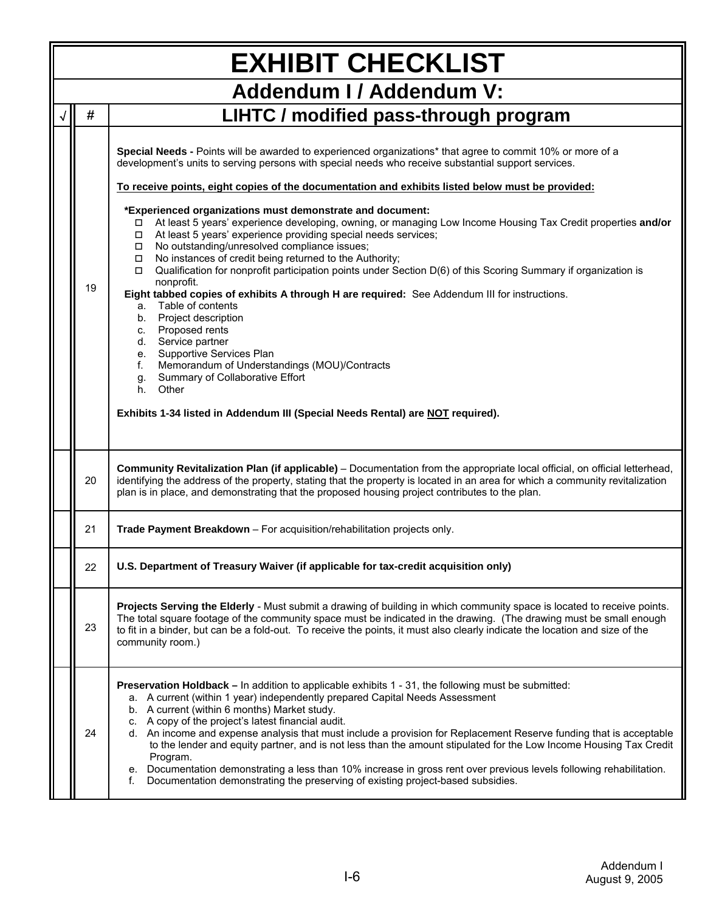# EXHIBIT CHECKLIST

## Addendum I / Addendum V:

| √ | # | LIHTC / modified pass-through program |
|---|---|---|
| | 19 | **Special Needs -** Points will be awarded to experienced organizations* that agree to commit 10% or more of a development's units to serving persons with special needs who receive substantial support services.<br><br>**To receive points, eight copies of the documentation and exhibits listed below must be provided:**<br><br>**\*Experienced organizations must demonstrate and document:**<br>☐ At least 5 years' experience developing, owning, or managing Low Income Housing Tax Credit properties **and/or**<br>☐ At least 5 years' experience providing special needs services;<br>☐ No outstanding/unresolved compliance issues;<br>☐ No instances of credit being returned to the Authority;<br>☐ Qualification for nonprofit participation points under Section D(6) of this Scoring Summary if organization is nonprofit.<br>**Eight tabbed copies of exhibits A through H are required:** See Addendum III for instructions.<br>a. Table of contents<br>b. Project description<br>c. Proposed rents<br>d. Service partner<br>e. Supportive Services Plan<br>f. Memorandum of Understandings (MOU)/Contracts<br>g. Summary of Collaborative Effort<br>h. Other<br><br>**Exhibits 1-34 listed in Addendum III (Special Needs Rental) are NOT required).** |
| | 20 | **Community Revitalization Plan (if applicable)** – Documentation from the appropriate local official, on official letterhead, identifying the address of the property, stating that the property is located in an area for which a community revitalization plan is in place, and demonstrating that the proposed housing project contributes to the plan. |
| | 21 | **Trade Payment Breakdown** – For acquisition/rehabilitation projects only. |
| | 22 | **U.S. Department of Treasury Waiver (if applicable for tax-credit acquisition only)** |
| | 23 | **Projects Serving the Elderly** - Must submit a drawing of building in which community space is located to receive points. The total square footage of the community space must be indicated in the drawing. (The drawing must be small enough to fit in a binder, but can be a fold-out. To receive the points, it must also clearly indicate the location and size of the community room.) |
| | 24 | **Preservation Holdback –** In addition to applicable exhibits 1 - 31, the following must be submitted:<br>a. A current (within 1 year) independently prepared Capital Needs Assessment<br>b. A current (within 6 months) Market study.<br>c. A copy of the project's latest financial audit.<br>d. An income and expense analysis that must include a provision for Replacement Reserve funding that is acceptable to the lender and equity partner, and is not less than the amount stipulated for the Low Income Housing Tax Credit Program.<br>e. Documentation demonstrating a less than 10% increase in gross rent over previous levels following rehabilitation.<br>f. Documentation demonstrating the preserving of existing project-based subsidies. |

Addendum I
August 9, 2005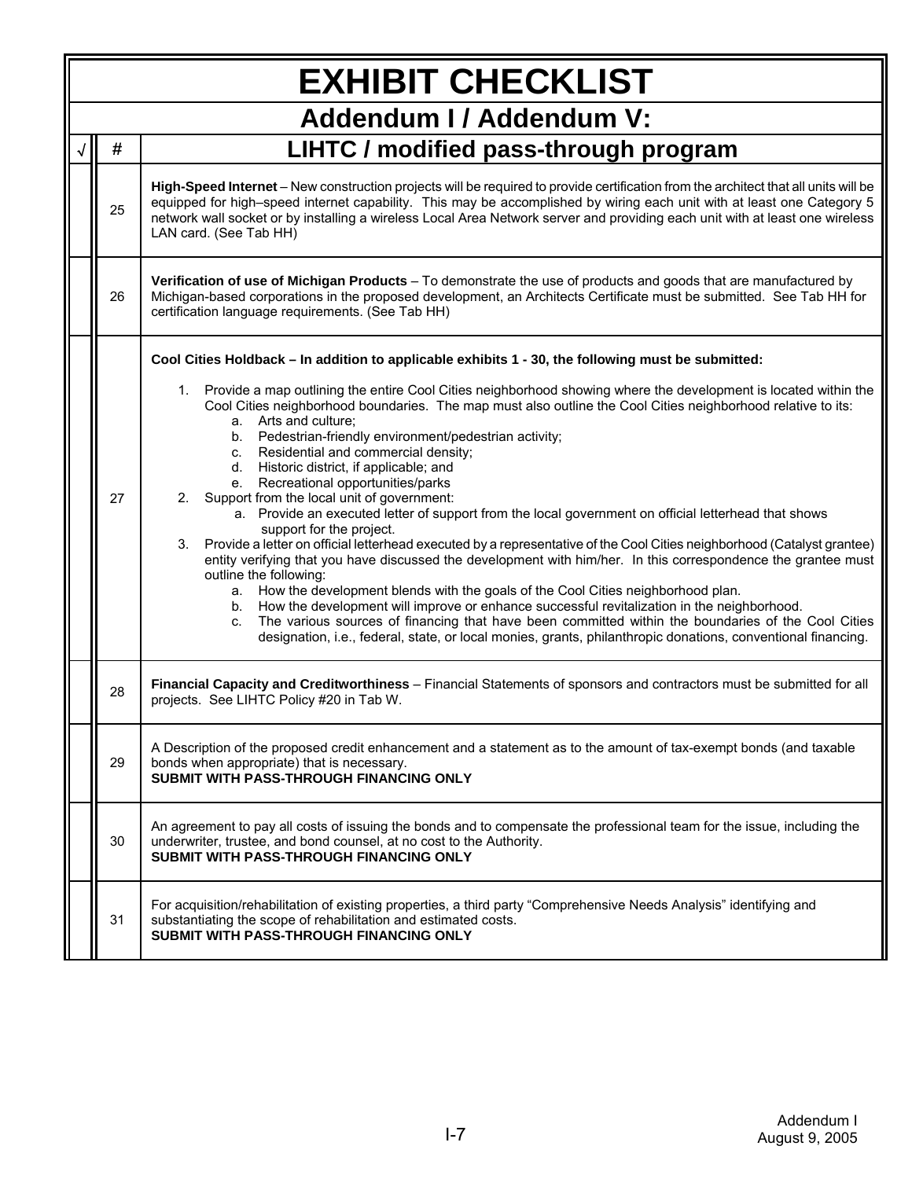# EXHIBIT CHECKLIST

## Addendum I / Addendum V:

| √ | # | LIHTC / modified pass-through program |
|---|---|---|
| | 25 | **High-Speed Internet** – New construction projects will be required to provide certification from the architect that all units will be equipped for high–speed internet capability. This may be accomplished by wiring each unit with at least one Category 5 network wall socket or by installing a wireless Local Area Network server and providing each unit with at least one wireless LAN card. (See Tab HH) |
| | 26 | **Verification of use of Michigan Products** – To demonstrate the use of products and goods that are manufactured by Michigan-based corporations in the proposed development, an Architects Certificate must be submitted. See Tab HH for certification language requirements. (See Tab HH) |
| | 27 | **Cool Cities Holdback – In addition to applicable exhibits 1 - 30, the following must be submitted:**<br><br>1. Provide a map outlining the entire Cool Cities neighborhood showing where the development is located within the Cool Cities neighborhood boundaries. The map must also outline the Cool Cities neighborhood relative to its:<br>a. Arts and culture;<br>b. Pedestrian-friendly environment/pedestrian activity;<br>c. Residential and commercial density;<br>d. Historic district, if applicable; and<br>e. Recreational opportunities/parks<br>2. Support from the local unit of government:<br>a. Provide an executed letter of support from the local government on official letterhead that shows support for the project.<br>3. Provide a letter on official letterhead executed by a representative of the Cool Cities neighborhood (Catalyst grantee) entity verifying that you have discussed the development with him/her. In this correspondence the grantee must outline the following:<br>a. How the development blends with the goals of the Cool Cities neighborhood plan.<br>b. How the development will improve or enhance successful revitalization in the neighborhood.<br>c. The various sources of financing that have been committed within the boundaries of the Cool Cities designation, i.e., federal, state, or local monies, grants, philanthropic donations, conventional financing. |
| | 28 | **Financial Capacity and Creditworthiness** – Financial Statements of sponsors and contractors must be submitted for all projects. See LIHTC Policy #20 in Tab W. |
| | 29 | A Description of the proposed credit enhancement and a statement as to the amount of tax-exempt bonds (and taxable bonds when appropriate) that is necessary.<br>**SUBMIT WITH PASS-THROUGH FINANCING ONLY** |
| | 30 | An agreement to pay all costs of issuing the bonds and to compensate the professional team for the issue, including the underwriter, trustee, and bond counsel, at no cost to the Authority.<br>**SUBMIT WITH PASS-THROUGH FINANCING ONLY** |
| | 31 | For acquisition/rehabilitation of existing properties, a third party "Comprehensive Needs Analysis" identifying and substantiating the scope of rehabilitation and estimated costs.<br>**SUBMIT WITH PASS-THROUGH FINANCING ONLY** |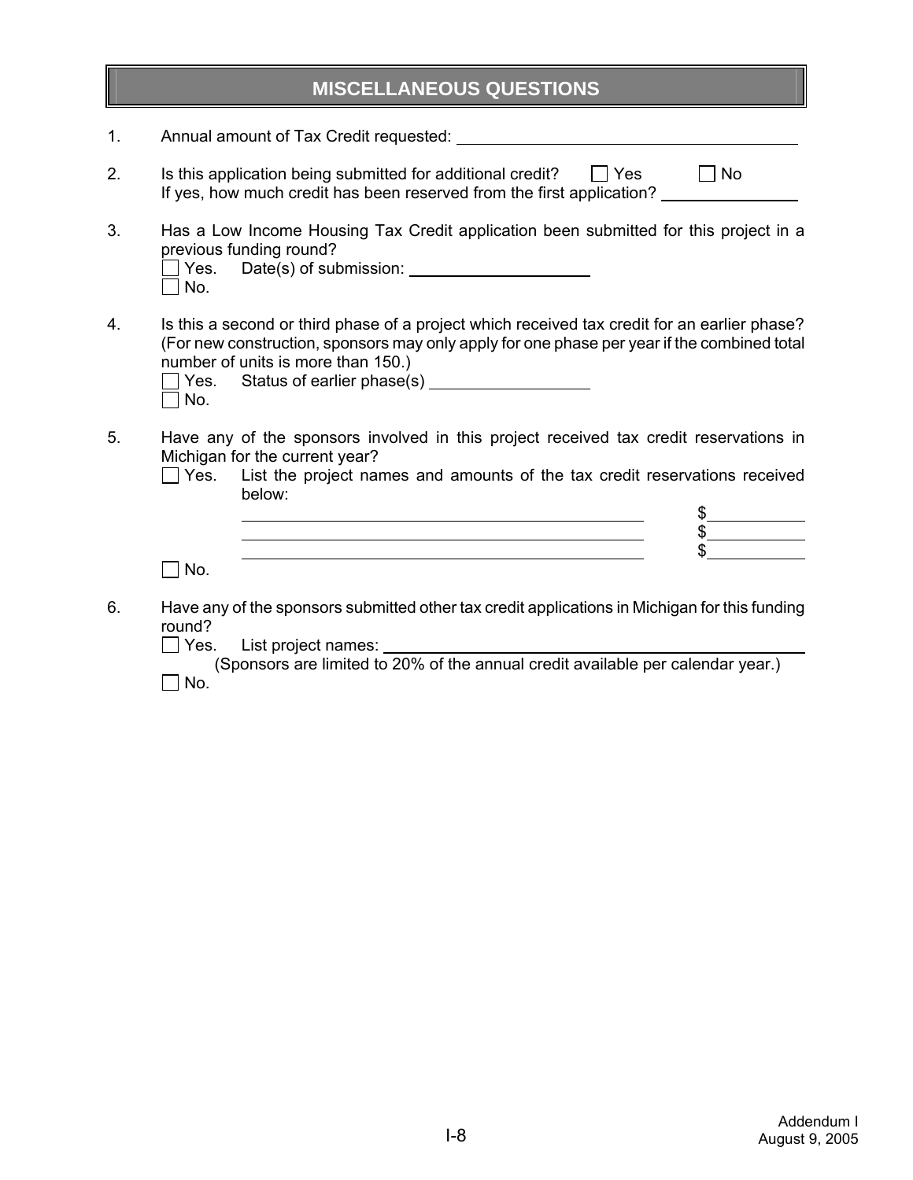# MISCELLANEOUS QUESTIONS

1. Annual amount of Tax Credit requested: \_\_\_\_\_\_\_\_\_\_\_\_\_\_\_\_\_\_\_\_

2. Is this application being submitted for additional credit? ☐ Yes ☐ No
   If yes, how much credit has been reserved from the first application? \_\_\_\_\_\_\_\_\_\_\_\_

3. Has a Low Income Housing Tax Credit application been submitted for this project in a previous funding round?
   ☐ Yes. Date(s) of submission: \_\_\_\_\_\_\_\_\_\_\_\_\_\_\_\_
   ☐ No.

4. Is this a second or third phase of a project which received tax credit for an earlier phase? (For new construction, sponsors may only apply for one phase per year if the combined total number of units is more than 150.)
   ☐ Yes. Status of earlier phase(s) \_\_\_\_\_\_\_\_\_\_\_\_\_\_
   ☐ No.

5. Have any of the sponsors involved in this project received tax credit reservations in Michigan for the current year?
   ☐ Yes. List the project names and amounts of the tax credit reservations received below:

   \_\_\_\_\_\_\_\_\_\_\_\_\_\_\_\_\_\_\_\_\_\_\_\_\_\_\_\_\_\_ $\_\_\_\_\_\_\_\_\_\_
   \_\_\_\_\_\_\_\_\_\_\_\_\_\_\_\_\_\_\_\_\_\_\_\_\_\_\_\_\_\_ $\_\_\_\_\_\_\_\_\_\_
   \_\_\_\_\_\_\_\_\_\_\_\_\_\_\_\_\_\_\_\_\_\_\_\_\_\_\_\_\_\_ $\_\_\_\_\_\_\_\_\_\_

   ☐ No.

6. Have any of the sponsors submitted other tax credit applications in Michigan for this funding round?
   ☐ Yes. List project names: \_\_\_\_\_\_\_\_\_\_\_\_\_\_\_\_\_\_\_\_\_\_\_\_\_\_\_\_
   (Sponsors are limited to 20% of the annual credit available per calendar year.)
   ☐ No.

Addendum I
August 9, 2005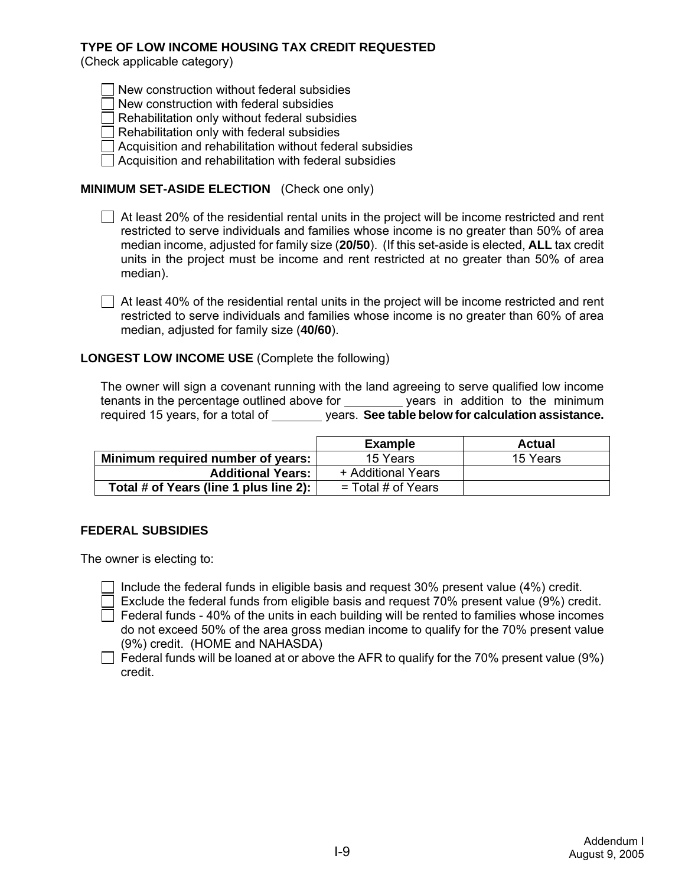**TYPE OF LOW INCOME HOUSING TAX CREDIT REQUESTED**
(Check applicable category)

- ☐ New construction without federal subsidies
- ☐ New construction with federal subsidies
- ☐ Rehabilitation only without federal subsidies
- ☐ Rehabilitation only with federal subsidies
- ☐ Acquisition and rehabilitation without federal subsidies
- ☐ Acquisition and rehabilitation with federal subsidies

**MINIMUM SET-ASIDE ELECTION** (Check one only)

- ☐ At least 20% of the residential rental units in the project will be income restricted and rent restricted to serve individuals and families whose income is no greater than 50% of area median income, adjusted for family size (**20/50**). (If this set-aside is elected, **ALL** tax credit units in the project must be income and rent restricted at no greater than 50% of area median).

- ☐ At least 40% of the residential rental units in the project will be income restricted and rent restricted to serve individuals and families whose income is no greater than 60% of area median, adjusted for family size (**40/60**).

**LONGEST LOW INCOME USE** (Complete the following)

The owner will sign a covenant running with the land agreeing to serve qualified low income tenants in the percentage outlined above for ________ years in addition to the minimum required 15 years, for a total of ________ years. **See table below for calculation assistance.**

| | Example | Actual |
|---|---|---|
| **Minimum required number of years:** | 15 Years | 15 Years |
| **Additional Years:** | + Additional Years | |
| **Total # of Years (line 1 plus line 2):** | = Total # of Years | |

**FEDERAL SUBSIDIES**

The owner is electing to:

- ☐ Include the federal funds in eligible basis and request 30% present value (4%) credit.
- ☐ Exclude the federal funds from eligible basis and request 70% present value (9%) credit.
- ☐ Federal funds - 40% of the units in each building will be rented to families whose incomes do not exceed 50% of the area gross median income to qualify for the 70% present value (9%) credit. (HOME and NAHASDA)
- ☐ Federal funds will be loaned at or above the AFR to qualify for the 70% present value (9%) credit.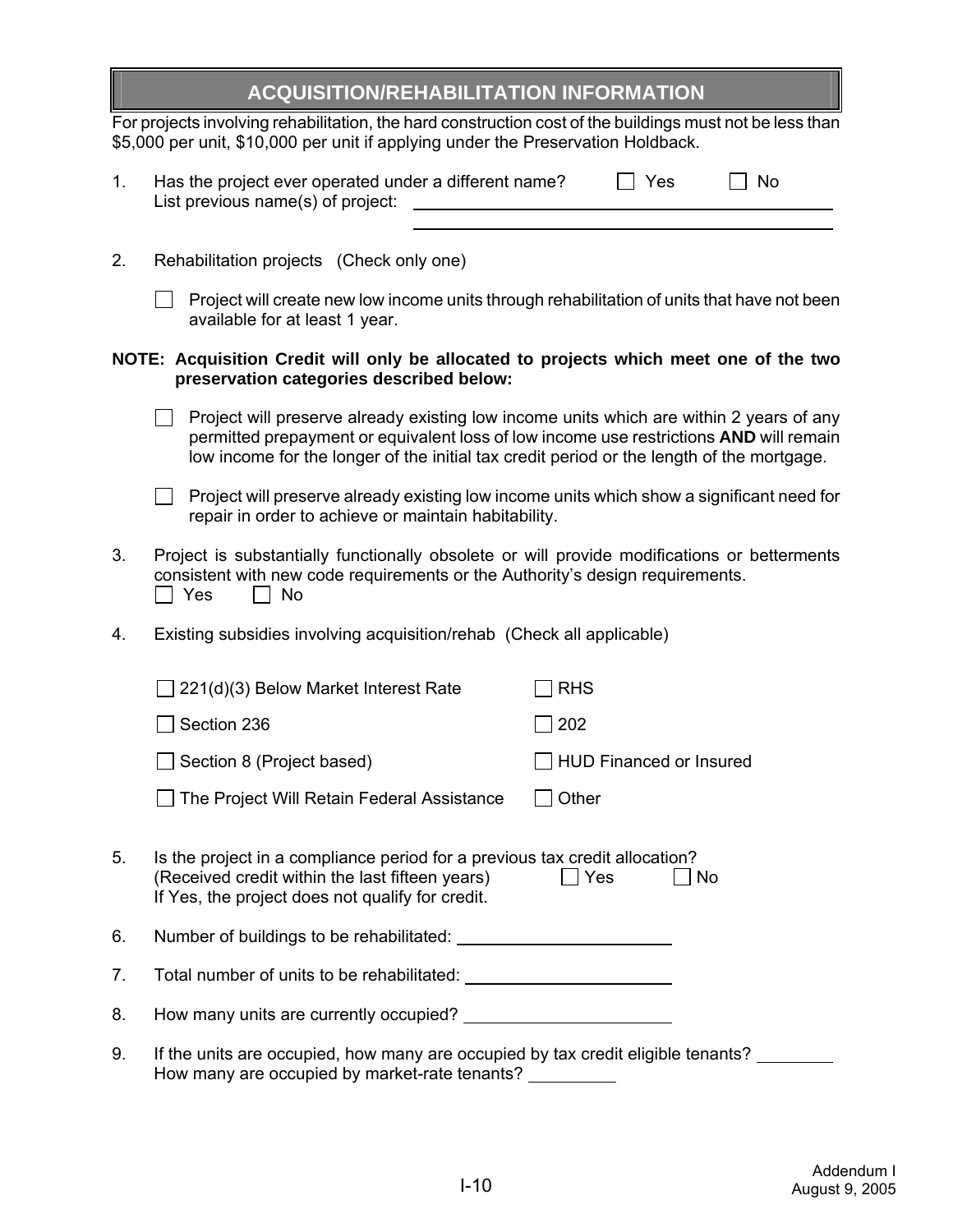## ACQUISITION/REHABILITATION INFORMATION

For projects involving rehabilitation, the hard construction cost of the buildings must not be less than $5,000 per unit, $10,000 per unit if applying under the Preservation Holdback.

1. Has the project ever operated under a different name? ☐ Yes ☐ No
   List previous name(s) of project: ______________________________
   ______________________________

2. Rehabilitation projects (Check only one)

   ☐ Project will create new low income units through rehabilitation of units that have not been available for at least 1 year.

**NOTE: Acquisition Credit will only be allocated to projects which meet one of the two preservation categories described below:**

   ☐ Project will preserve already existing low income units which are within 2 years of any permitted prepayment or equivalent loss of low income use restrictions **AND** will remain low income for the longer of the initial tax credit period or the length of the mortgage.

   ☐ Project will preserve already existing low income units which show a significant need for repair in order to achieve or maintain habitability.

3. Project is substantially functionally obsolete or will provide modifications or betterments consistent with new code requirements or the Authority's design requirements.
   ☐ Yes ☐ No

4. Existing subsidies involving acquisition/rehab (Check all applicable)

   | | |
   |---|---|
   | ☐ 221(d)(3) Below Market Interest Rate | ☐ RHS |
   | ☐ Section 236 | ☐ 202 |
   | ☐ Section 8 (Project based) | ☐ HUD Financed or Insured |
   | ☐ The Project Will Retain Federal Assistance | ☐ Other |

5. Is the project in a compliance period for a previous tax credit allocation?
   (Received credit within the last fifteen years) ☐ Yes ☐ No
   If Yes, the project does not qualify for credit.

6. Number of buildings to be rehabilitated: ______________________

7. Total number of units to be rehabilitated: ______________________

8. How many units are currently occupied? ______________________

9. If the units are occupied, how many are occupied by tax credit eligible tenants? ________
   How many are occupied by market-rate tenants? ________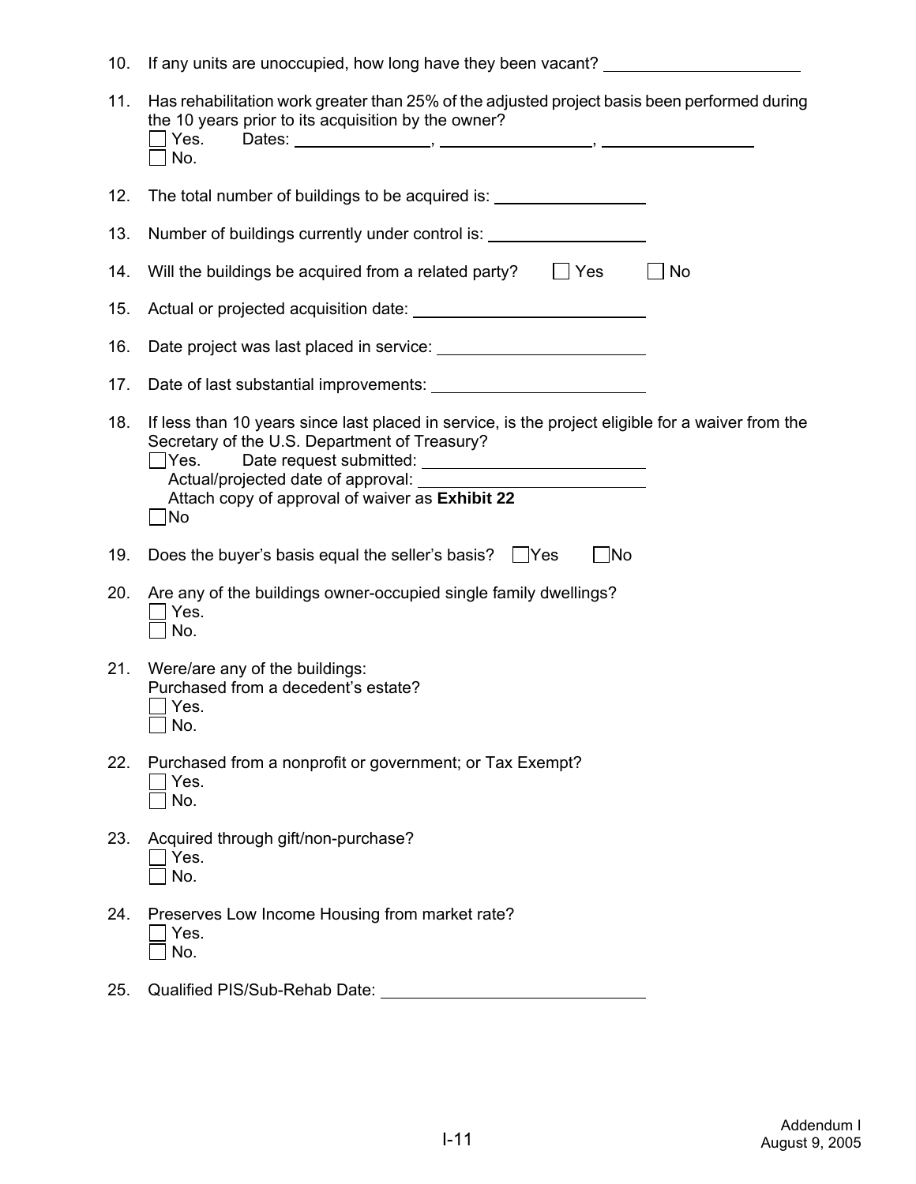10. If any units are unoccupied, how long have they been vacant? ______________________

11. Has rehabilitation work greater than 25% of the adjusted project basis been performed during the 10 years prior to its acquisition by the owner?
    ☐ Yes. Dates: ______________, ________________, ________________
    ☐ No.

12. The total number of buildings to be acquired is: ________________

13. Number of buildings currently under control is: ________________

14. Will the buildings be acquired from a related party? ☐ Yes ☐ No

15. Actual or projected acquisition date: ________________________

16. Date project was last placed in service: ______________________

17. Date of last substantial improvements: ______________________

18. If less than 10 years since last placed in service, is the project eligible for a waiver from the Secretary of the U.S. Department of Treasury?
    ☐ Yes. Date request submitted: ________________________
    Actual/projected date of approval: ________________________
    Attach copy of approval of waiver as **Exhibit 22**
    ☐ No

19. Does the buyer's basis equal the seller's basis? ☐ Yes ☐ No

20. Are any of the buildings owner-occupied single family dwellings?
    ☐ Yes.
    ☐ No.

21. Were/are any of the buildings:
    Purchased from a decedent's estate?
    ☐ Yes.
    ☐ No.

22. Purchased from a nonprofit or government; or Tax Exempt?
    ☐ Yes.
    ☐ No.

23. Acquired through gift/non-purchase?
    ☐ Yes.
    ☐ No.

24. Preserves Low Income Housing from market rate?
    ☐ Yes.
    ☐ No.

25. Qualified PIS/Sub-Rehab Date: ____________________________

Addendum I
August 9, 2005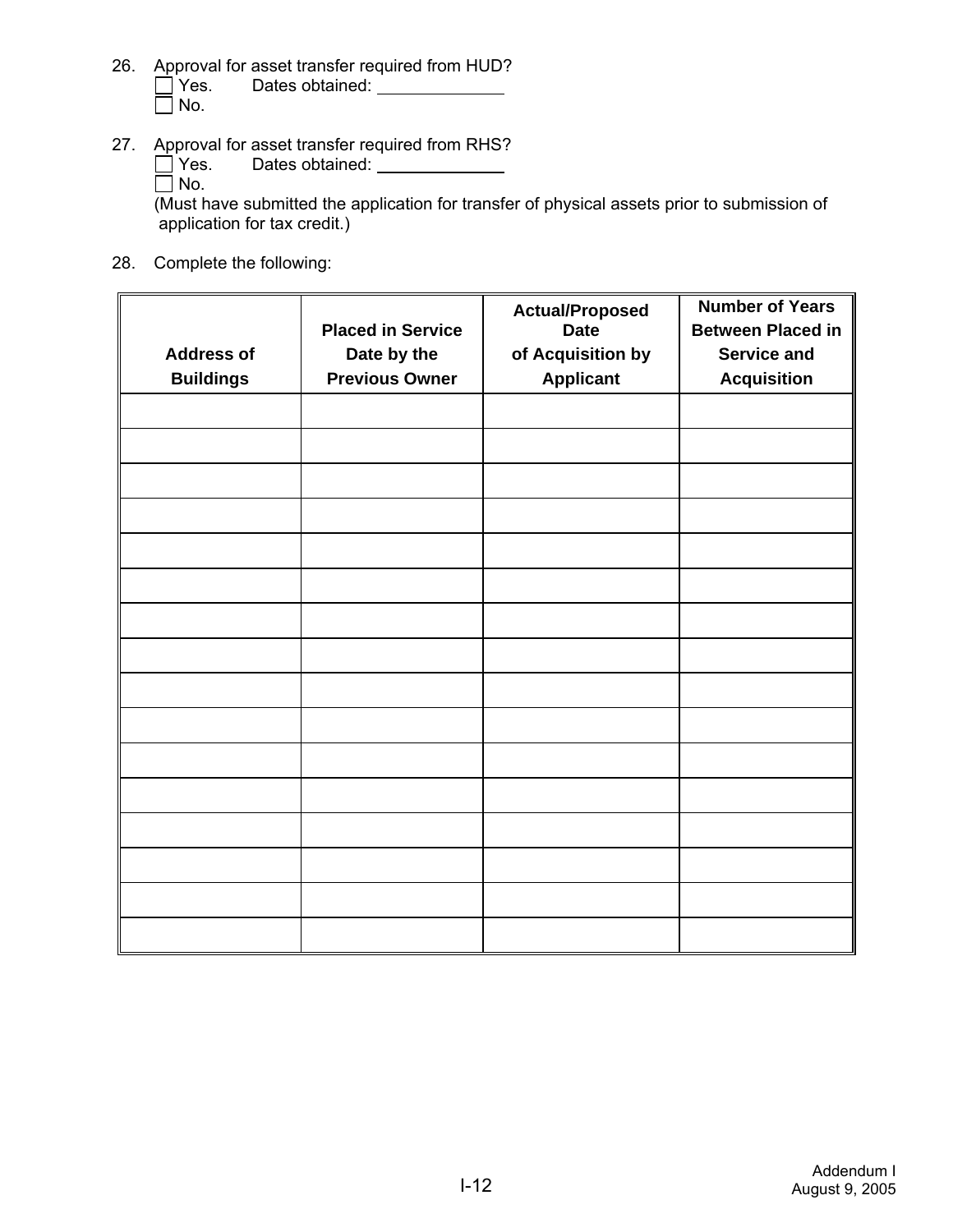26. Approval for asset transfer required from HUD?
    - [ ] Yes. Dates obtained: ____________
    - [ ] No.

27. Approval for asset transfer required from RHS?
    - [ ] Yes. Dates obtained: ____________
    - [ ] No.

    (Must have submitted the application for transfer of physical assets prior to submission of application for tax credit.)

28. Complete the following:

| Address of Buildings | Placed in Service Date by the Previous Owner | Actual/Proposed Date of Acquisition by Applicant | Number of Years Between Placed in Service and Acquisition |
|---|---|---|---|
| | | | |
| | | | |
| | | | |
| | | | |
| | | | |
| | | | |
| | | | |
| | | | |
| | | | |
| | | | |
| | | | |
| | | | |
| | | | |
| | | | |
| | | | |
| | | | |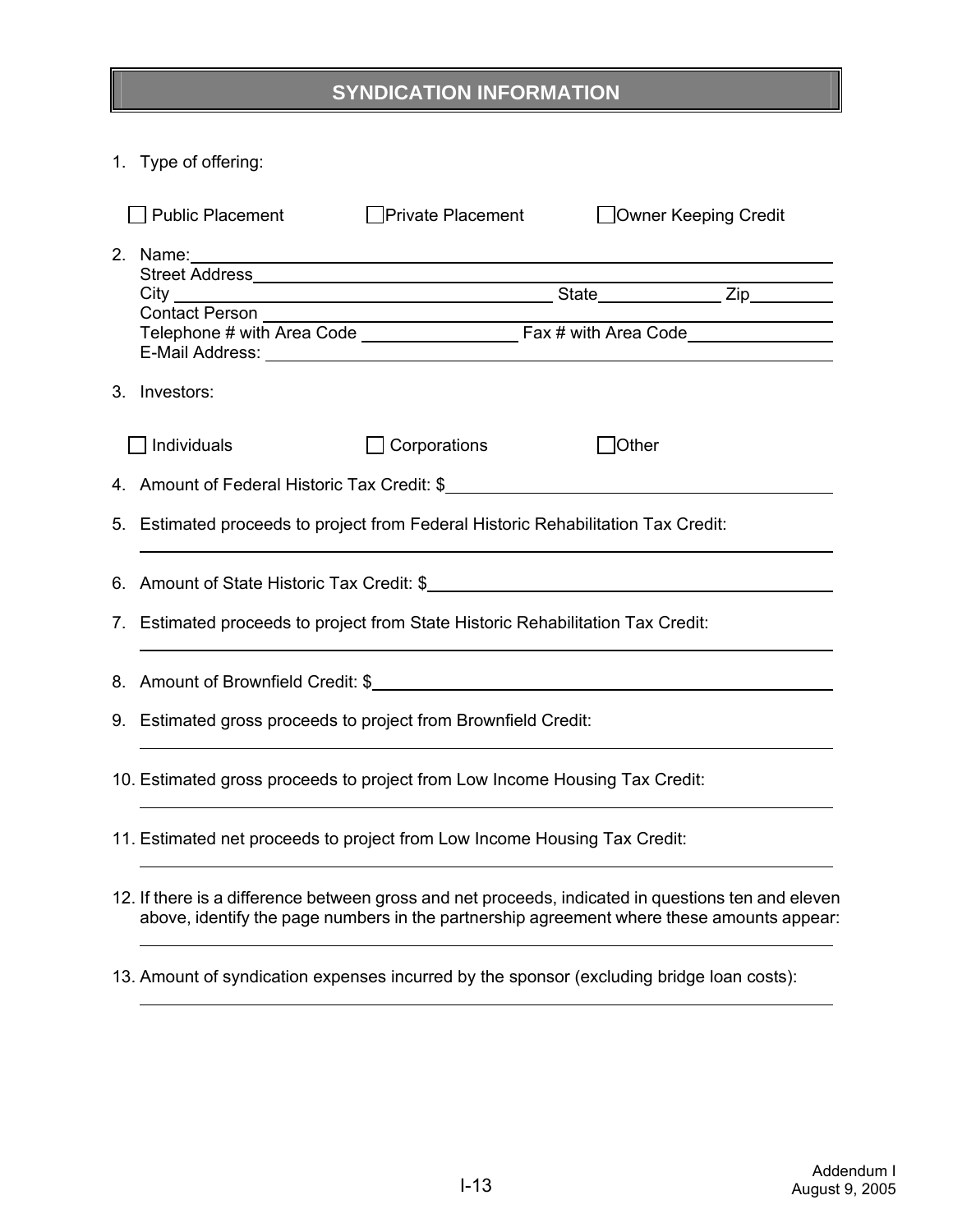# SYNDICATION INFORMATION

1. Type of offering:

   ☐ Public Placement  ☐ Private Placement  ☐ Owner Keeping Credit

2. Name: ______________________________
   Street Address ______________________________
   City ______________________ State __________ Zip ________
   Contact Person ______________________________
   Telephone # with Area Code ______________ Fax # with Area Code ______________
   E-Mail Address: ______________________________

3. Investors:

   ☐ Individuals  ☐ Corporations  ☐ Other

4. Amount of Federal Historic Tax Credit: $______________________________

5. Estimated proceeds to project from Federal Historic Rehabilitation Tax Credit:

   ______________________________

6. Amount of State Historic Tax Credit: $______________________________

7. Estimated proceeds to project from State Historic Rehabilitation Tax Credit:

   ______________________________

8. Amount of Brownfield Credit: $______________________________

9. Estimated gross proceeds to project from Brownfield Credit:

   ______________________________

10. Estimated gross proceeds to project from Low Income Housing Tax Credit:

    ______________________________

11. Estimated net proceeds to project from Low Income Housing Tax Credit:

    ______________________________

12. If there is a difference between gross and net proceeds, indicated in questions ten and eleven above, identify the page numbers in the partnership agreement where these amounts appear:

    ______________________________

13. Amount of syndication expenses incurred by the sponsor (excluding bridge loan costs):

    ______________________________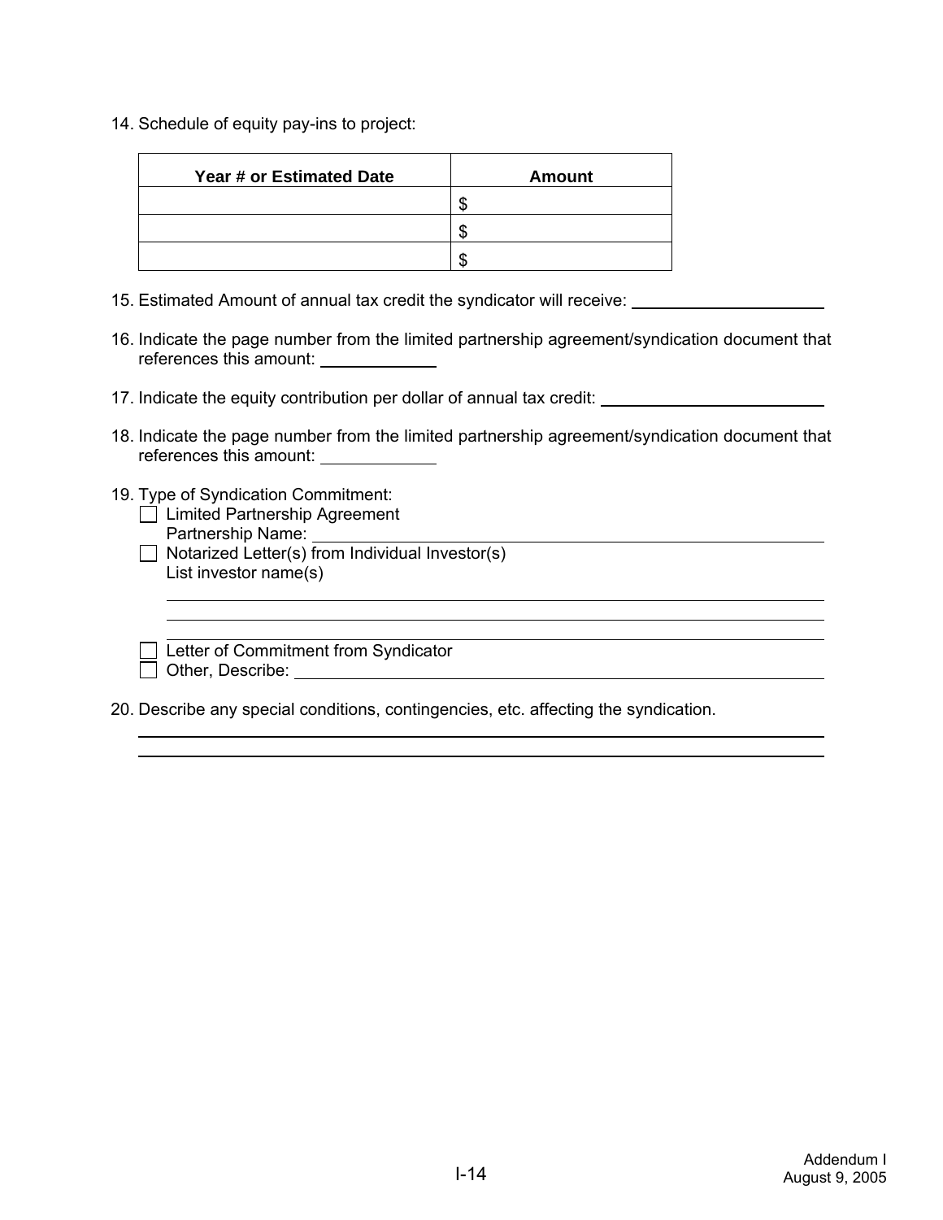14. Schedule of equity pay-ins to project:

| Year # or Estimated Date | Amount |
|---|---|
| | $ |
| | $ |
| | $ |

15. Estimated Amount of annual tax credit the syndicator will receive: ____________________

16. Indicate the page number from the limited partnership agreement/syndication document that references this amount: ____________

17. Indicate the equity contribution per dollar of annual tax credit: ________________________

18. Indicate the page number from the limited partnership agreement/syndication document that references this amount: ____________

19. Type of Syndication Commitment:
    - ☐ Limited Partnership Agreement
      Partnership Name: ____________________________________________
    - ☐ Notarized Letter(s) from Individual Investor(s)
      List investor name(s)
      ____________________________________________
      ____________________________________________
      ____________________________________________
    - ☐ Letter of Commitment from Syndicator
    - ☐ Other, Describe: ____________________________________________

20. Describe any special conditions, contingencies, etc. affecting the syndication.
    ____________________________________________
    ____________________________________________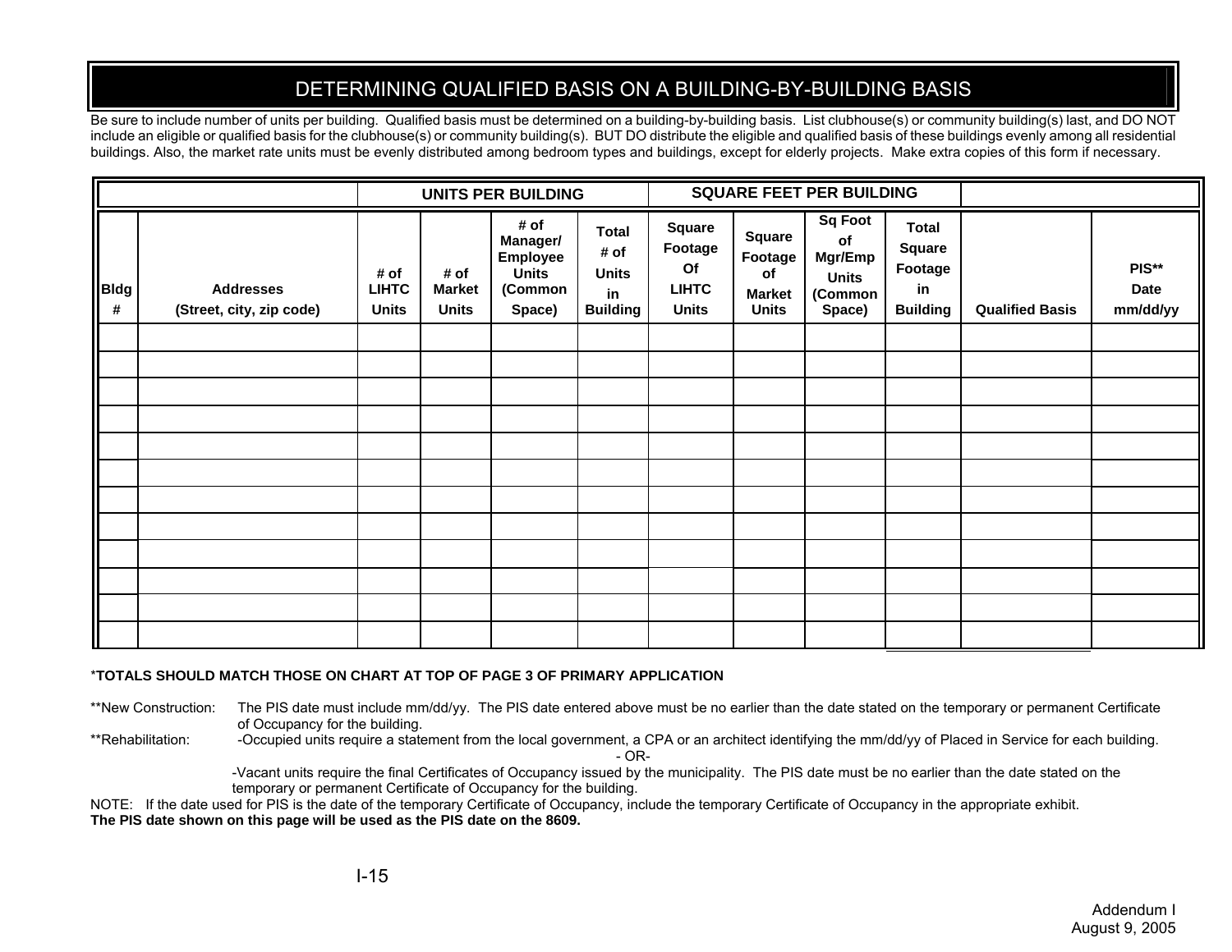# DETERMINING QUALIFIED BASIS ON A BUILDING-BY-BUILDING BASIS

Be sure to include number of units per building. Qualified basis must be determined on a building-by-building basis. List clubhouse(s) or community building(s) last, and DO NOT include an eligible or qualified basis for the clubhouse(s) or community building(s). BUT DO distribute the eligible and qualified basis of these buildings evenly among all residential buildings. Also, the market rate units must be evenly distributed among bedroom types and buildings, except for elderly projects. Make extra copies of this form if necessary.

| | | UNITS PER BUILDING | | | | SQUARE FEET PER BUILDING | | | | | |
|---|---|---|---|---|---|---|---|---|---|---|---|
| **Bldg #** | **Addresses (Street, city, zip code)** | **# of LIHTC Units** | **# of Market Units** | **# of Manager/ Employee Units (Common Space)** | **Total # of Units in Building** | **Square Footage Of LIHTC Units** | **Square Footage of Market Units** | **Sq Foot of Mgr/Emp Units (Common Space)** | **Total Square Footage in Building** | **Qualified Basis** | **PIS** Date mm/dd/yy** |
| | | | | | | | | | | | |
| | | | | | | | | | | | |
| | | | | | | | | | | | |
| | | | | | | | | | | | |
| | | | | | | | | | | | |
| | | | | | | | | | | | |
| | | | | | | | | | | | |
| | | | | | | | | | | | |
| | | | | | | | | | | | |
| | | | | | | | | | | | |
| | | | | | | | | | | | |
| | | | | | | | | | | | |

***TOTALS SHOULD MATCH THOSE ON CHART AT TOP OF PAGE 3 OF PRIMARY APPLICATION**

**New Construction: The PIS date must include mm/dd/yy. The PIS date entered above must be no earlier than the date stated on the temporary or permanent Certificate of Occupancy for the building.

**Rehabilitation: -Occupied units require a statement from the local government, a CPA or an architect identifying the mm/dd/yy of Placed in Service for each building.

- OR-

-Vacant units require the final Certificates of Occupancy issued by the municipality. The PIS date must be no earlier than the date stated on the temporary or permanent Certificate of Occupancy for the building.

NOTE: If the date used for PIS is the date of the temporary Certificate of Occupancy, include the temporary Certificate of Occupancy in the appropriate exhibit.

**The PIS date shown on this page will be used as the PIS date on the 8609.**

I-15

Addendum I
August 9, 2005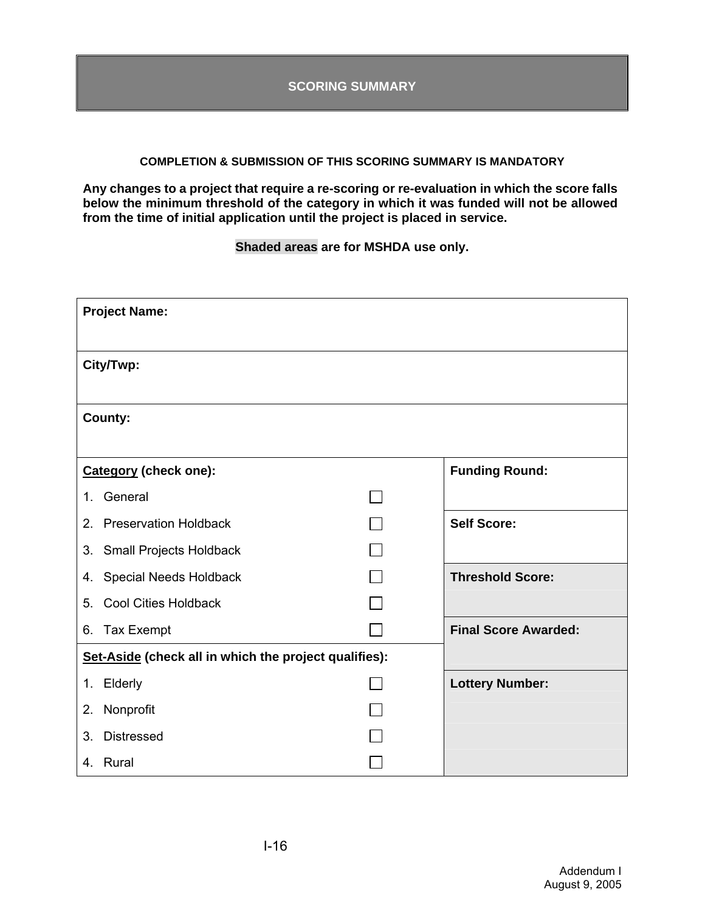# SCORING SUMMARY

**COMPLETION & SUBMISSION OF THIS SCORING SUMMARY IS MANDATORY**

**Any changes to a project that require a re-scoring or re-evaluation in which the score falls below the minimum threshold of the category in which it was funded will not be allowed from the time of initial application until the project is placed in service.**

**Shaded areas are for MSHDA use only.**

| **Project Name:** | | |
|---|---|---|
| **City/Twp:** | | |
| **County:** | | |
| **Category (check one):** | | **Funding Round:** |
| 1. General | ☐ | |
| 2. Preservation Holdback | ☐ | **Self Score:** |
| 3. Small Projects Holdback | ☐ | |
| 4. Special Needs Holdback | ☐ | **Threshold Score:** |
| 5. Cool Cities Holdback | ☐ | |
| 6. Tax Exempt | ☐ | **Final Score Awarded:** |
| **Set-Aside (check all in which the project qualifies):** | | |
| 1. Elderly | ☐ | **Lottery Number:** |
| 2. Nonprofit | ☐ | |
| 3. Distressed | ☐ | |
| 4. Rural | ☐ | |

Addendum I
August 9, 2005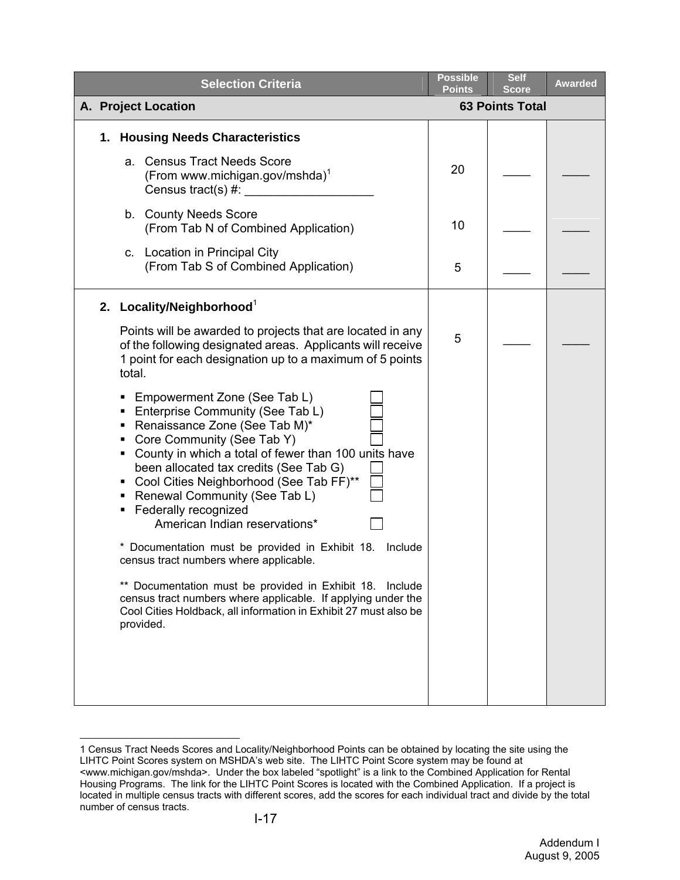| Selection Criteria | Possible Points | Self Score | Awarded |
|---|---|---|---|
| **A. Project Location** | **63 Points Total** | | |
| **1. Housing Needs Characteristics** | | | |
| a. Census Tract Needs Score (From www.michigan.gov/mshda)[1] Census tract(s) #: ___________________ | 20 | ____ | ____ |
| b. County Needs Score (From Tab N of Combined Application) | 10 | ____ | ____ |
| c. Location in Principal City (From Tab S of Combined Application) | 5 | ____ | ____ |
| **2. Locality/Neighborhood**[1]<br><br>Points will be awarded to projects that are located in any of the following designated areas. Applicants will receive 1 point for each designation up to a maximum of 5 points total.<br><br>▪ Empowerment Zone (See Tab L) ☐<br>▪ Enterprise Community (See Tab L) ☐<br>▪ Renaissance Zone (See Tab M)* ☐<br>▪ Core Community (See Tab Y) ☐<br>▪ County in which a total of fewer than 100 units have been allocated tax credits (See Tab G) ☐<br>▪ Cool Cities Neighborhood (See Tab FF)** ☐<br>▪ Renewal Community (See Tab L) ☐<br>▪ Federally recognized American Indian reservations* ☐<br><br>* Documentation must be provided in Exhibit 18. Include census tract numbers where applicable.<br><br>** Documentation must be provided in Exhibit 18. Include census tract numbers where applicable. If applying under the Cool Cities Holdback, all information in Exhibit 27 must also be provided. | 5 | ____ | ____ |

1 Census Tract Needs Scores and Locality/Neighborhood Points can be obtained by locating the site using the LIHTC Point Scores system on MSHDA's web site. The LIHTC Point Score system may be found at <www.michigan.gov/mshda>. Under the box labeled "spotlight" is a link to the Combined Application for Rental Housing Programs. The link for the LIHTC Point Scores is located with the Combined Application. If a project is located in multiple census tracts with different scores, add the scores for each individual tract and divide by the total number of census tracts.

Addendum I
August 9, 2005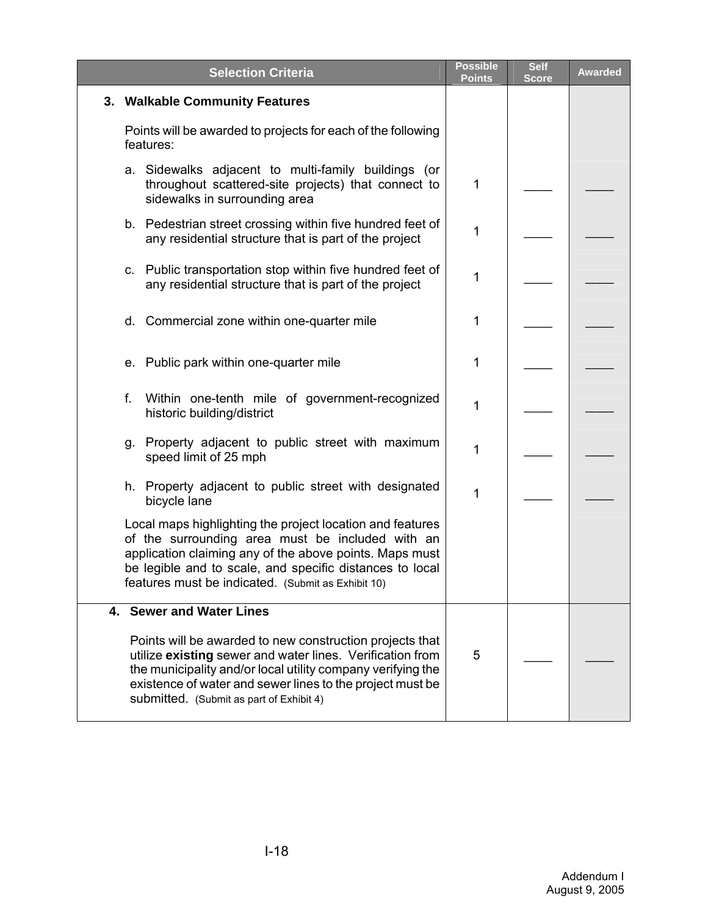| Selection Criteria | Possible Points | Self Score | Awarded |
|---|---|---|---|
| **3. Walkable Community Features** | | | |
| Points will be awarded to projects for each of the following features: | | | |
| a. Sidewalks adjacent to multi-family buildings (or throughout scattered-site projects) that connect to sidewalks in surrounding area | 1 | ____ | ____ |
| b. Pedestrian street crossing within five hundred feet of any residential structure that is part of the project | 1 | ____ | ____ |
| c. Public transportation stop within five hundred feet of any residential structure that is part of the project | 1 | ____ | ____ |
| d. Commercial zone within one-quarter mile | 1 | ____ | ____ |
| e. Public park within one-quarter mile | 1 | ____ | ____ |
| f. Within one-tenth mile of government-recognized historic building/district | 1 | ____ | ____ |
| g. Property adjacent to public street with maximum speed limit of 25 mph | 1 | ____ | ____ |
| h. Property adjacent to public street with designated bicycle lane | 1 | ____ | ____ |
| Local maps highlighting the project location and features of the surrounding area must be included with an application claiming any of the above points. Maps must be legible and to scale, and specific distances to local features must be indicated. (Submit as Exhibit 10) | | | |
| **4. Sewer and Water Lines** | | | |
| Points will be awarded to new construction projects that utilize **existing** sewer and water lines. Verification from the municipality and/or local utility company verifying the existence of water and sewer lines to the project must be submitted. (Submit as part of Exhibit 4) | 5 | ____ | ____ |

Addendum I
August 9, 2005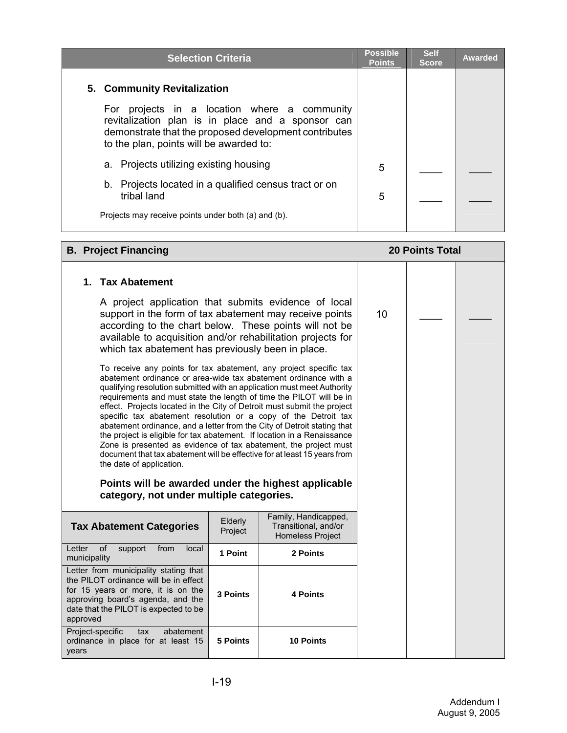| Selection Criteria | Possible Points | Self Score | Awarded |
|---|---|---|---|
| **5. Community Revitalization** | | | |
| For projects in a location where a community revitalization plan is in place and a sponsor can demonstrate that the proposed development contributes to the plan, points will be awarded to: | | | |
| a. Projects utilizing existing housing | 5 | ____ | ____ |
| b. Projects located in a qualified census tract or on tribal land | 5 | ____ | ____ |
| Projects may receive points under both (a) and (b). | | | |

| B. Project Financing | 20 Points Total | | |
|---|---|---|---|
| **1. Tax Abatement** | | | |
| A project application that submits evidence of local support in the form of tax abatement may receive points according to the chart below. These points will not be available to acquisition and/or rehabilitation projects for which tax abatement has previously been in place. | 10 | ____ | ____ |

To receive any points for tax abatement, any project specific tax abatement ordinance or area-wide tax abatement ordinance with a qualifying resolution submitted with an application must meet Authority requirements and must state the length of time the PILOT will be in effect. Projects located in the City of Detroit must submit the project specific tax abatement resolution or a copy of the Detroit tax abatement ordinance, and a letter from the City of Detroit stating that the project is eligible for tax abatement. If location in a Renaissance Zone is presented as evidence of tax abatement, the project must document that tax abatement will be effective for at least 15 years from the date of application.

**Points will be awarded under the highest applicable category, not under multiple categories.**

| Tax Abatement Categories | Elderly Project | Family, Handicapped, Transitional, and/or Homeless Project |
|---|---|---|
| Letter of support from local municipality | **1 Point** | **2 Points** |
| Letter from municipality stating that the PILOT ordinance will be in effect for 15 years or more, it is on the approving board's agenda, and the date that the PILOT is expected to be approved | **3 Points** | **4 Points** |
| Project-specific tax abatement ordinance in place for at least 15 years | **5 Points** | **10 Points** |

I-19

Addendum I
August 9, 2005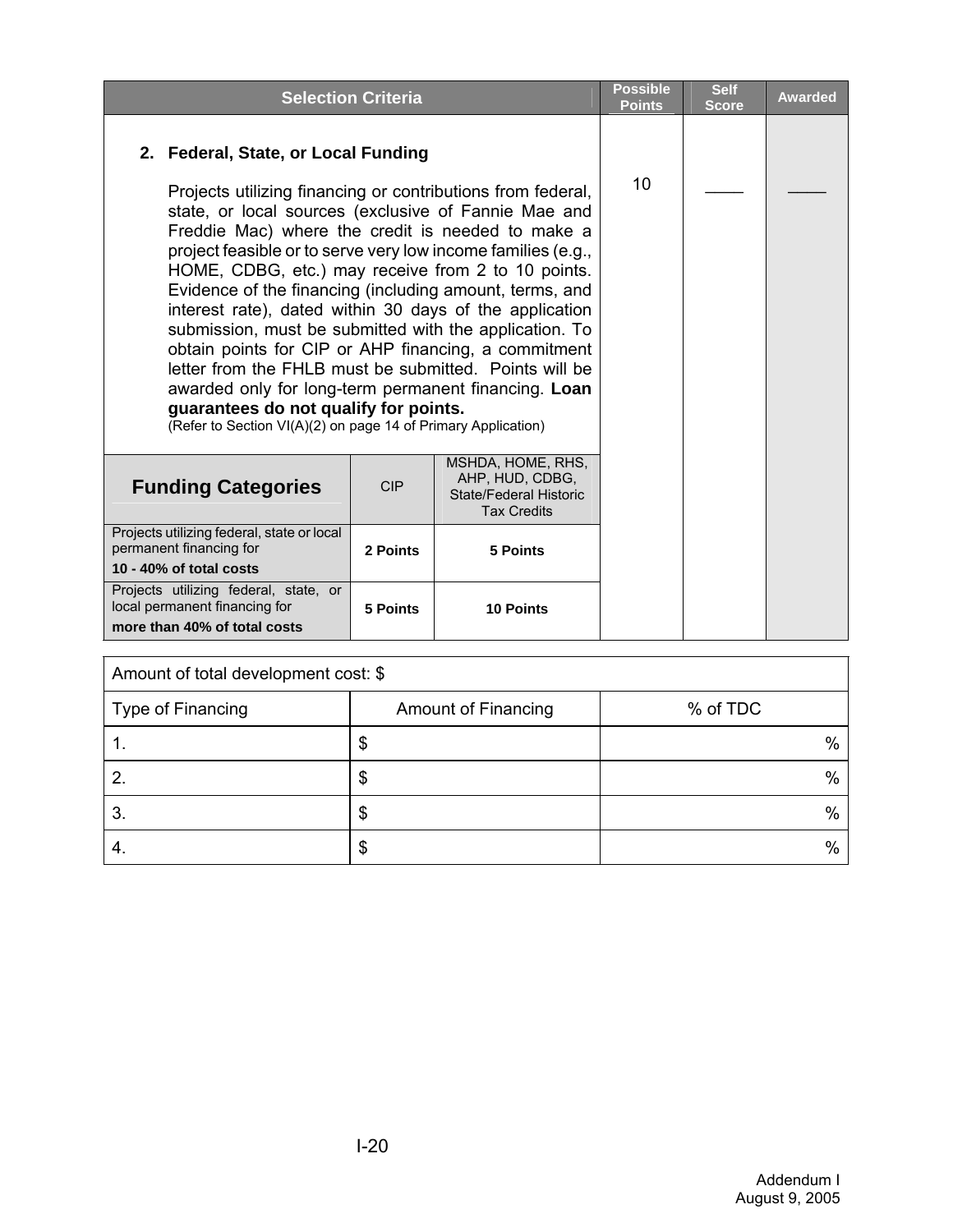| Selection Criteria | Possible Points | Self Score | Awarded |
|---|---|---|---|
| **2. Federal, State, or Local Funding**<br><br>Projects utilizing financing or contributions from federal, state, or local sources (exclusive of Fannie Mae and Freddie Mac) where the credit is needed to make a project feasible or to serve very low income families (e.g., HOME, CDBG, etc.) may receive from 2 to 10 points. Evidence of the financing (including amount, terms, and interest rate), dated within 30 days of the application submission, must be submitted with the application. To obtain points for CIP or AHP financing, a commitment letter from the FHLB must be submitted. Points will be awarded only for long-term permanent financing. **Loan guarantees do not qualify for points.**<br>(Refer to Section VI(A)(2) on page 14 of Primary Application) | 10 | ____ | ____ |

| Funding Categories | CIP | MSHDA, HOME, RHS, AHP, HUD, CDBG, State/Federal Historic Tax Credits |
|---|---|---|
| Projects utilizing federal, state or local permanent financing for **10 - 40% of total costs** | **2 Points** | **5 Points** |
| Projects utilizing federal, state, or local permanent financing for **more than 40% of total costs** | **5 Points** | **10 Points** |

| Amount of total development cost: $ | | |
|---|---|---|
| Type of Financing | Amount of Financing | % of TDC |
| 1. | $ | % |
| 2. | $ | % |
| 3. | $ | % |
| 4. | $ | % |

Addendum I
August 9, 2005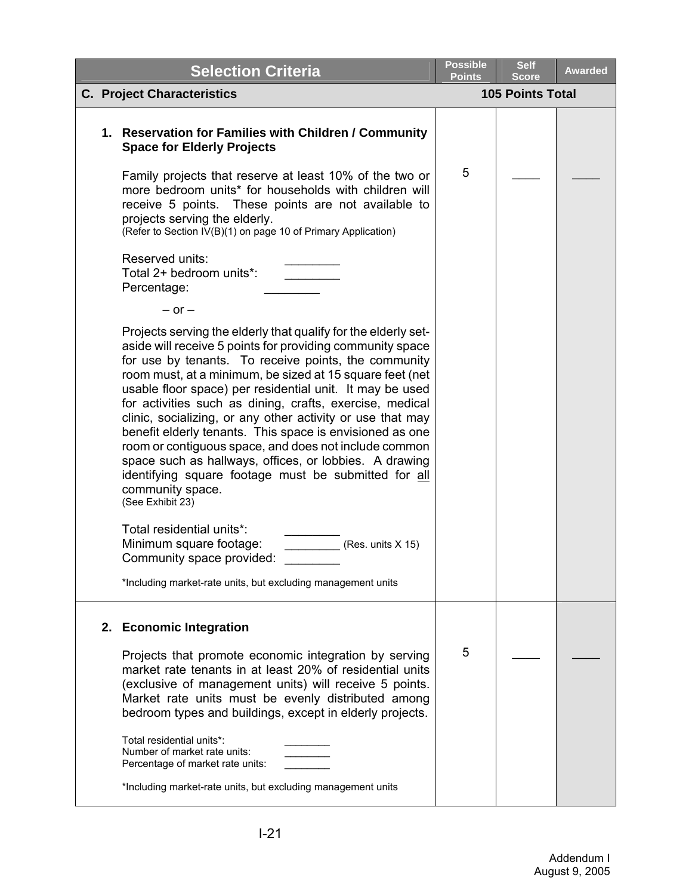| Selection Criteria | Possible Points | Self Score | Awarded |
|---|---|---|---|
| **C. Project Characteristics** | **105 Points Total** | | |
| **1. Reservation for Families with Children / Community Space for Elderly Projects**<br><br>Family projects that reserve at least 10% of the two or more bedroom units* for households with children will receive 5 points. These points are not available to projects serving the elderly.<br>(Refer to Section IV(B)(1) on page 10 of Primary Application)<br><br>Reserved units: ________<br>Total 2+ bedroom units*: ________<br>Percentage: ________<br><br>– or –<br><br>Projects serving the elderly that qualify for the elderly set-aside will receive 5 points for providing community space for use by tenants. To receive points, the community room must, at a minimum, be sized at 15 square feet (net usable floor space) per residential unit. It may be used for activities such as dining, crafts, exercise, medical clinic, socializing, or any other activity or use that may benefit elderly tenants. This space is envisioned as one room or contiguous space, and does not include common space such as hallways, offices, or lobbies. A drawing identifying square footage must be submitted for <u>all</u> community space.<br>(See Exhibit 23)<br><br>Total residential units*: ________<br>Minimum square footage: ________ (Res. units X 15)<br>Community space provided: ________<br><br>*Including market-rate units, but excluding management units | 5 | ____ | ____ |
| **2. Economic Integration**<br><br>Projects that promote economic integration by serving market rate tenants in at least 20% of residential units (exclusive of management units) will receive 5 points. Market rate units must be evenly distributed among bedroom types and buildings, except in elderly projects.<br><br>Total residential units*: ________<br>Number of market rate units: ________<br>Percentage of market rate units: ________<br><br>*Including market-rate units, but excluding management units | 5 | ____ | ____ |

Addendum I
August 9, 2005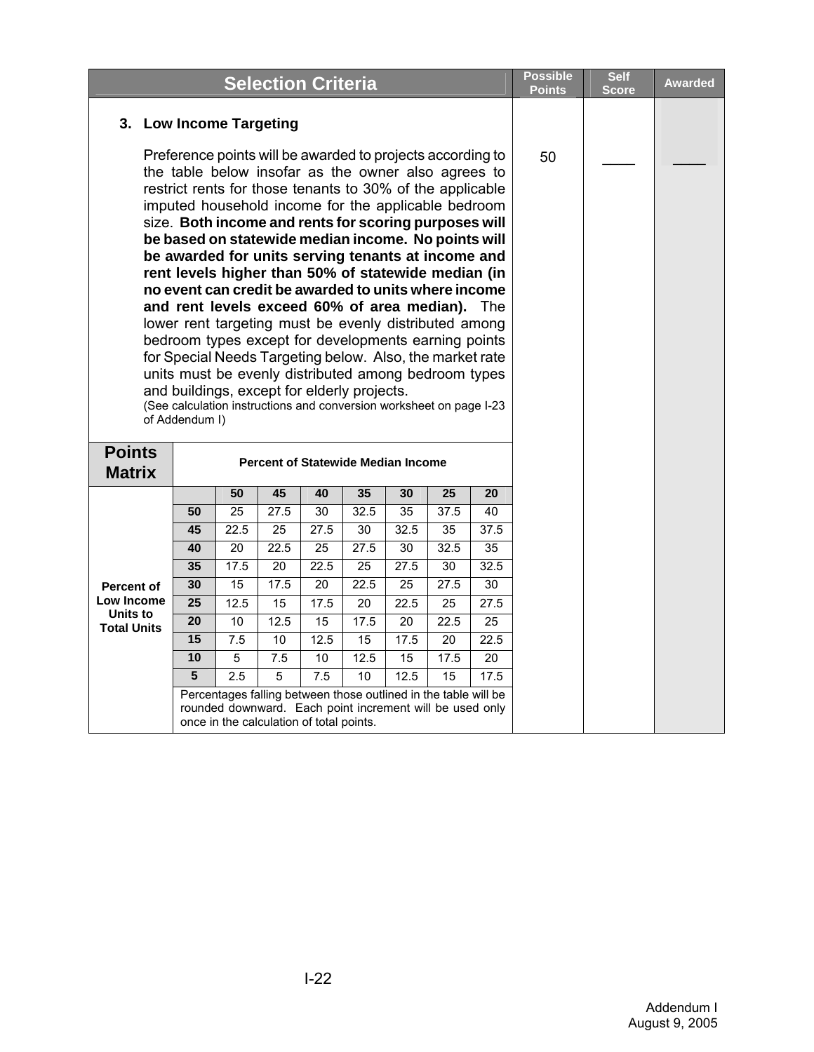| Selection Criteria | Possible Points | Self Score | Awarded |
|---|---|---|---|
| **3. Low Income Targeting** | 50 | ____ | ____ |

**3. Low Income Targeting**

Preference points will be awarded to projects according to the table below insofar as the owner also agrees to restrict rents for those tenants to 30% of the applicable imputed household income for the applicable bedroom size. **Both income and rents for scoring purposes will be based on statewide median income. No points will be awarded for units serving tenants at income and rent levels higher than 50% of statewide median (in no event can credit be awarded to units where income and rent levels exceed 60% of area median).** The lower rent targeting must be evenly distributed among bedroom types except for developments earning points for Special Needs Targeting below. Also, the market rate units must be evenly distributed among bedroom types and buildings, except for elderly projects.

(See calculation instructions and conversion worksheet on page I-23 of Addendum I)

Possible Points: 50

Self Score: ____

Awarded: ____

**Points Matrix** — Percent of Statewide Median Income (columns) vs. Percent of Low Income Units to Total Units (rows)

| Percent of Low Income Units to Total Units | 50 | 45 | 40 | 35 | 30 | 25 | 20 |
|---|---|---|---|---|---|---|---|
| **50** | 25 | 27.5 | 30 | 32.5 | 35 | 37.5 | 40 |
| **45** | 22.5 | 25 | 27.5 | 30 | 32.5 | 35 | 37.5 |
| **40** | 20 | 22.5 | 25 | 27.5 | 30 | 32.5 | 35 |
| **35** | 17.5 | 20 | 22.5 | 25 | 27.5 | 30 | 32.5 |
| **30** | 15 | 17.5 | 20 | 22.5 | 25 | 27.5 | 30 |
| **25** | 12.5 | 15 | 17.5 | 20 | 22.5 | 25 | 27.5 |
| **20** | 10 | 12.5 | 15 | 17.5 | 20 | 22.5 | 25 |
| **15** | 7.5 | 10 | 12.5 | 15 | 17.5 | 20 | 22.5 |
| **10** | 5 | 7.5 | 10 | 12.5 | 15 | 17.5 | 20 |
| **5** | 2.5 | 5 | 7.5 | 10 | 12.5 | 15 | 17.5 |

Percentages falling between those outlined in the table will be rounded downward. Each point increment will be used only once in the calculation of total points.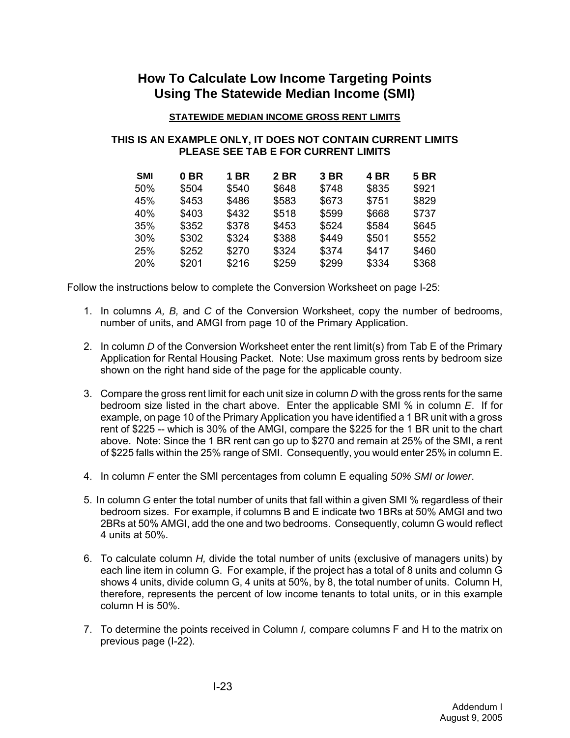# How To Calculate Low Income Targeting Points Using The Statewide Median Income (SMI)

**STATEWIDE MEDIAN INCOME GROSS RENT LIMITS**

**THIS IS AN EXAMPLE ONLY, IT DOES NOT CONTAIN CURRENT LIMITS PLEASE SEE TAB E FOR CURRENT LIMITS**

| SMI | 0 BR | 1 BR | 2 BR | 3 BR | 4 BR | 5 BR |
|---|---|---|---|---|---|---|
| 50% | $504 | $540 | $648 | $748 | $835 | $921 |
| 45% | $453 | $486 | $583 | $673 | $751 | $829 |
| 40% | $403 | $432 | $518 | $599 | $668 | $737 |
| 35% | $352 | $378 | $453 | $524 | $584 | $645 |
| 30% | $302 | $324 | $388 | $449 | $501 | $552 |
| 25% | $252 | $270 | $324 | $374 | $417 | $460 |
| 20% | $201 | $216 | $259 | $299 | $334 | $368 |

Follow the instructions below to complete the Conversion Worksheet on page I-25:

1. In columns *A, B,* and *C* of the Conversion Worksheet, copy the number of bedrooms, number of units, and AMGI from page 10 of the Primary Application.

2. In column *D* of the Conversion Worksheet enter the rent limit(s) from Tab E of the Primary Application for Rental Housing Packet. Note: Use maximum gross rents by bedroom size shown on the right hand side of the page for the applicable county.

3. Compare the gross rent limit for each unit size in column *D* with the gross rents for the same bedroom size listed in the chart above. Enter the applicable SMI % in column *E*. If for example, on page 10 of the Primary Application you have identified a 1 BR unit with a gross rent of $225 -- which is 30% of the AMGI, compare the $225 for the 1 BR unit to the chart above. Note: Since the 1 BR rent can go up to $270 and remain at 25% of the SMI, a rent of $225 falls within the 25% range of SMI. Consequently, you would enter 25% in column E.

4. In column *F* enter the SMI percentages from column E equaling *50% SMI or lower*.

5. In column *G* enter the total number of units that fall within a given SMI % regardless of their bedroom sizes. For example, if columns B and E indicate two 1BRs at 50% AMGI and two 2BRs at 50% AMGI, add the one and two bedrooms. Consequently, column G would reflect 4 units at 50%.

6. To calculate column *H,* divide the total number of units (exclusive of managers units) by each line item in column G. For example, if the project has a total of 8 units and column G shows 4 units, divide column G, 4 units at 50%, by 8, the total number of units. Column H, therefore, represents the percent of low income tenants to total units, or in this example column H is 50%.

7. To determine the points received in Column *I,* compare columns F and H to the matrix on previous page (I-22).

Addendum I
August 9, 2005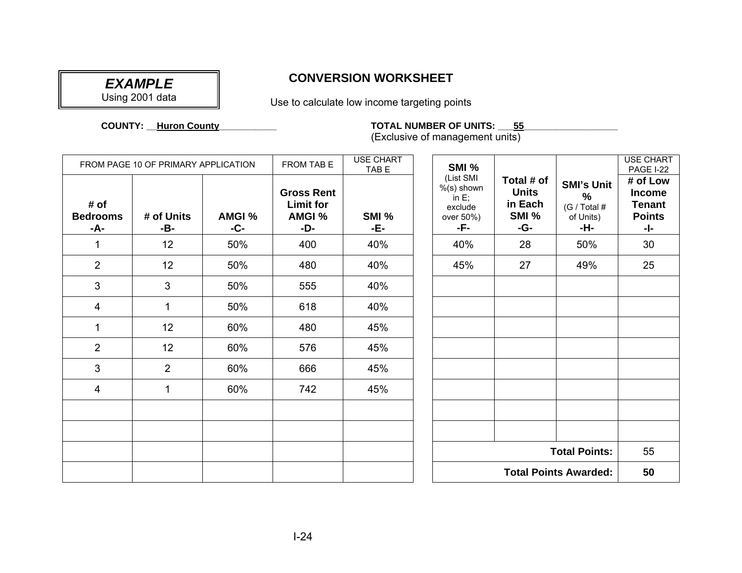**EXAMPLE**
Using 2001 data

## CONVERSION WORKSHEET

Use to calculate low income targeting points

**COUNTY:** __**Huron County**___________ **TOTAL NUMBER OF UNITS:** ___**55**__________________
(Exclusive of management units)

| FROM PAGE 10 OF PRIMARY APPLICATION | | | FROM TAB E | USE CHART TAB E |
|---|---|---|---|---|
| **# of Bedrooms -A-** | **# of Units -B-** | **AMGI % -C-** | **Gross Rent Limit for AMGI % -D-** | **SMI % -E-** |
| 1 | 12 | 50% | 400 | 40% |
| 2 | 12 | 50% | 480 | 40% |
| 3 | 3 | 50% | 555 | 40% |
| 4 | 1 | 50% | 618 | 40% |
| 1 | 12 | 60% | 480 | 45% |
| 2 | 12 | 60% | 576 | 45% |
| 3 | 2 | 60% | 666 | 45% |
| 4 | 1 | 60% | 742 | 45% |
| | | | | |
| | | | | |
| | | | | |
| | | | | |

| **SMI %** (List SMI %(s) shown in E; exclude over 50%) **-F-** | **Total # of Units in Each SMI % -G-** | **SMI's Unit %** (G / Total # of Units) **-H-** | USE CHART PAGE I-22 **# of Low Income Tenant Points -I-** |
|---|---|---|---|
| 40% | 28 | 50% | 30 |
| 45% | 27 | 49% | 25 |
| | | | |
| | | | |
| | | | |
| | | | |
| | | | |
| | | | |
| | | | |
| | | | |
| | | **Total Points:** | 55 |
| | | **Total Points Awarded:** | **50** |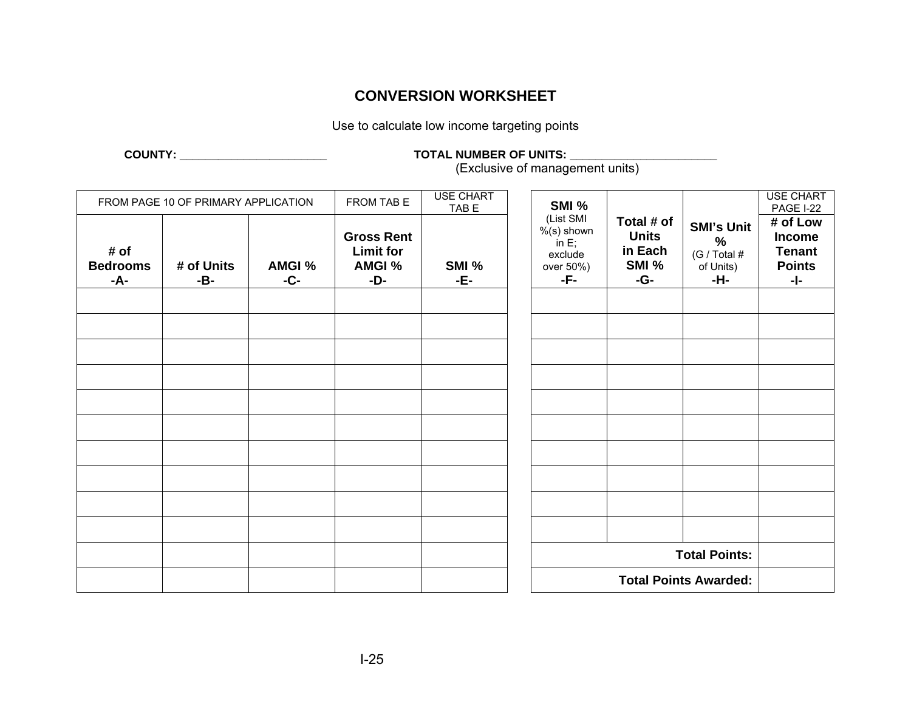# CONVERSION WORKSHEET

Use to calculate low income targeting points

**COUNTY:** ______________________ **TOTAL NUMBER OF UNITS:** ______________________
(Exclusive of management units)

| FROM PAGE 10 OF PRIMARY APPLICATION | | | FROM TAB E | USE CHART TAB E |
|---|---|---|---|---|
| **# of Bedrooms -A-** | **# of Units -B-** | **AMGI % -C-** | **Gross Rent Limit for AMGI % -D-** | **SMI % -E-** |
| | | | | |
| | | | | |
| | | | | |
| | | | | |
| | | | | |
| | | | | |
| | | | | |
| | | | | |
| | | | | |
| | | | | |
| | | | | |
| | | | | |

| **SMI %** (List SMI %(s) shown in E; exclude over 50%) **-F-** | **Total # of Units in Each SMI % -G-** | **SMI's Unit %** (G / Total # of Units) **-H-** | USE CHART PAGE I-22 **# of Low Income Tenant Points -I-** |
|---|---|---|---|
| | | | |
| | | | |
| | | | |
| | | | |
| | | | |
| | | | |
| | | | |
| | | | |
| | | | |
| | | | |
| | | **Total Points:** | |
| | | **Total Points Awarded:** | |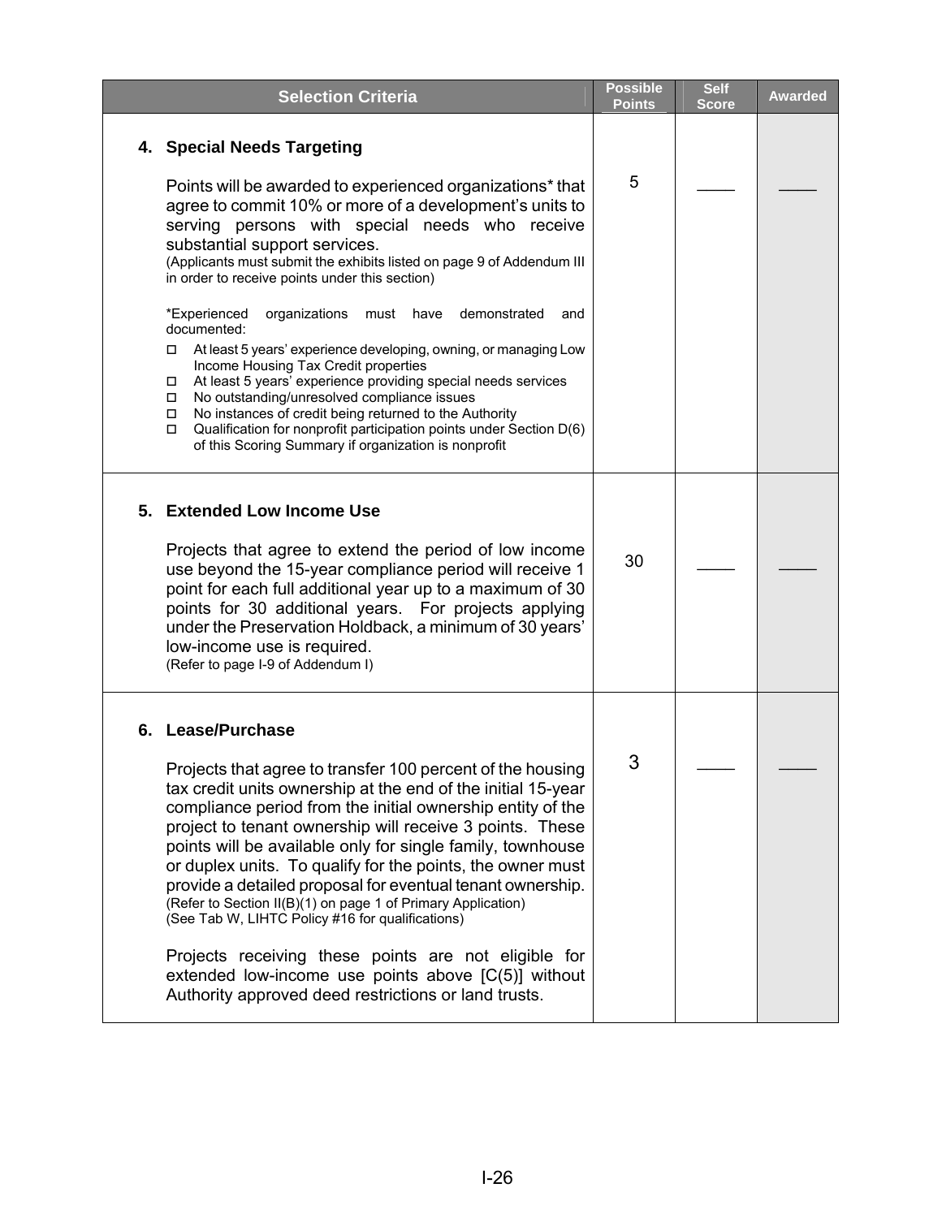| Selection Criteria | Possible Points | Self Score | Awarded |
|---|---|---|---|
| **4. Special Needs Targeting**<br><br>Points will be awarded to experienced organizations* that agree to commit 10% or more of a development's units to serving persons with special needs who receive substantial support services.<br>(Applicants must submit the exhibits listed on page 9 of Addendum III in order to receive points under this section)<br><br>*Experienced organizations must have demonstrated and documented:<br>☐ At least 5 years' experience developing, owning, or managing Low Income Housing Tax Credit properties<br>☐ At least 5 years' experience providing special needs services<br>☐ No outstanding/unresolved compliance issues<br>☐ No instances of credit being returned to the Authority<br>☐ Qualification for nonprofit participation points under Section D(6) of this Scoring Summary if organization is nonprofit | 5 | ____ | ____ |
| **5. Extended Low Income Use**<br><br>Projects that agree to extend the period of low income use beyond the 15-year compliance period will receive 1 point for each full additional year up to a maximum of 30 points for 30 additional years. For projects applying under the Preservation Holdback, a minimum of 30 years' low-income use is required.<br>(Refer to page I-9 of Addendum I) | 30 | ____ | ____ |
| **6. Lease/Purchase**<br><br>Projects that agree to transfer 100 percent of the housing tax credit units ownership at the end of the initial 15-year compliance period from the initial ownership entity of the project to tenant ownership will receive 3 points. These points will be available only for single family, townhouse or duplex units. To qualify for the points, the owner must provide a detailed proposal for eventual tenant ownership.<br>(Refer to Section II(B)(1) on page 1 of Primary Application)<br>(See Tab W, LIHTC Policy #16 for qualifications)<br><br>Projects receiving these points are not eligible for extended low-income use points above [C(5)] without Authority approved deed restrictions or land trusts. | 3 | ____ | ____ |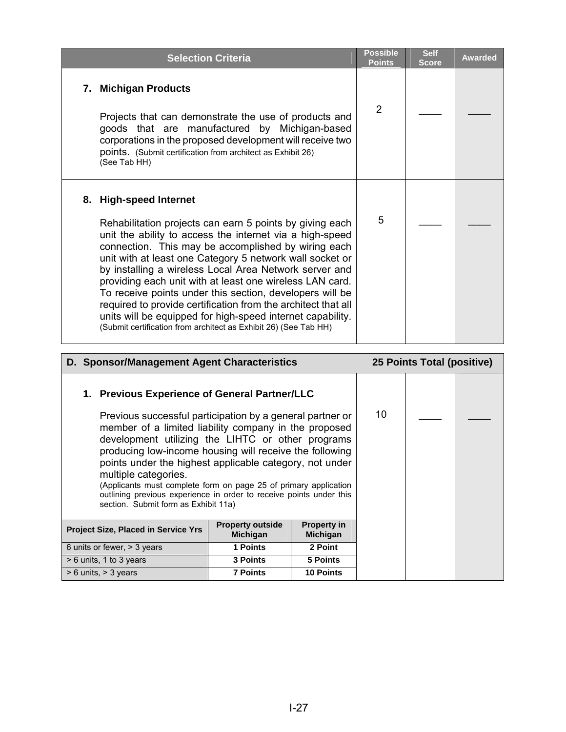| Selection Criteria | Possible Points | Self Score | Awarded |
|---|---|---|---|
| **7. Michigan Products**<br><br>Projects that can demonstrate the use of products and goods that are manufactured by Michigan-based corporations in the proposed development will receive two points. (Submit certification from architect as Exhibit 26) (See Tab HH) | 2 | ____ | ____ |
| **8. High-speed Internet**<br><br>Rehabilitation projects can earn 5 points by giving each unit the ability to access the internet via a high-speed connection. This may be accomplished by wiring each unit with at least one Category 5 network wall socket or by installing a wireless Local Area Network server and providing each unit with at least one wireless LAN card. To receive points under this section, developers will be required to provide certification from the architect that all units will be equipped for high-speed internet capability. (Submit certification from architect as Exhibit 26) (See Tab HH) | 5 | ____ | ____ |

| **D. Sponsor/Management Agent Characteristics** | **25 Points Total (positive)** | | |
|---|---|---|---|
| **1. Previous Experience of General Partner/LLC**<br><br>Previous successful participation by a general partner or member of a limited liability company in the proposed development utilizing the LIHTC or other programs producing low-income housing will receive the following points under the highest applicable category, not under multiple categories.<br>(Applicants must complete form on page 25 of primary application outlining previous experience in order to receive points under this section. Submit form as Exhibit 11a) | 10 | ____ | ____ |

| Project Size, Placed in Service Yrs | Property outside Michigan | Property in Michigan |
|---|---|---|
| 6 units or fewer, > 3 years | 1 Points | 2 Point |
| > 6 units, 1 to 3 years | 3 Points | 5 Points |
| > 6 units, > 3 years | 7 Points | 10 Points |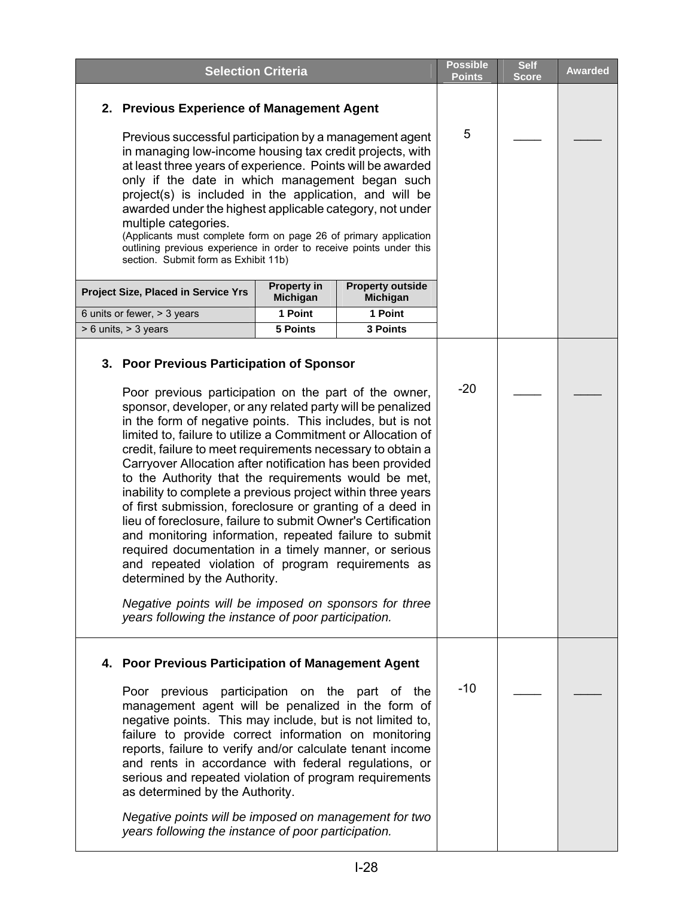| Selection Criteria | Possible Points | Self Score | Awarded |
|---|---|---|---|
| **2. Previous Experience of Management Agent**<br><br>Previous successful participation by a management agent in managing low-income housing tax credit projects, with at least three years of experience. Points will be awarded only if the date in which management began such project(s) is included in the application, and will be awarded under the highest applicable category, not under multiple categories.<br>(Applicants must complete form on page 26 of primary application outlining previous experience in order to receive points under this section. Submit form as Exhibit 11b) | 5 | ____ | ____ |

| Project Size, Placed in Service Yrs | Property in Michigan | Property outside Michigan |
|---|---|---|
| 6 units or fewer, > 3 years | 1 Point | 1 Point |
| > 6 units, > 3 years | 5 Points | 3 Points |

| Selection Criteria | Possible Points | Self Score | Awarded |
|---|---|---|---|
| **3. Poor Previous Participation of Sponsor**<br><br>Poor previous participation on the part of the owner, sponsor, developer, or any related party will be penalized in the form of negative points. This includes, but is not limited to, failure to utilize a Commitment or Allocation of credit, failure to meet requirements necessary to obtain a Carryover Allocation after notification has been provided to the Authority that the requirements would be met, inability to complete a previous project within three years of first submission, foreclosure or granting of a deed in lieu of foreclosure, failure to submit Owner's Certification and monitoring information, repeated failure to submit required documentation in a timely manner, or serious and repeated violation of program requirements as determined by the Authority.<br><br>*Negative points will be imposed on sponsors for three years following the instance of poor participation.* | -20 | ____ | ____ |
| **4. Poor Previous Participation of Management Agent**<br><br>Poor previous participation on the part of the management agent will be penalized in the form of negative points. This may include, but is not limited to, failure to provide correct information on monitoring reports, failure to verify and/or calculate tenant income and rents in accordance with federal regulations, or serious and repeated violation of program requirements as determined by the Authority.<br><br>*Negative points will be imposed on management for two years following the instance of poor participation.* | -10 | ____ | ____ |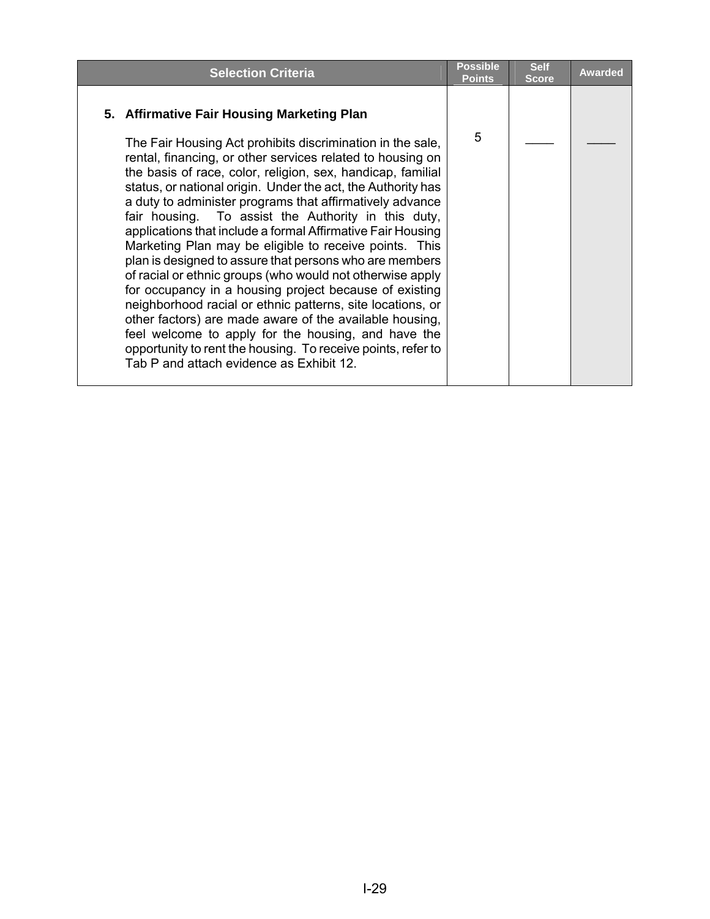| Selection Criteria | Possible Points | Self Score | Awarded |
|---|---|---|---|
| **5. Affirmative Fair Housing Marketing Plan**<br><br>The Fair Housing Act prohibits discrimination in the sale, rental, financing, or other services related to housing on the basis of race, color, religion, sex, handicap, familial status, or national origin. Under the act, the Authority has a duty to administer programs that affirmatively advance fair housing. To assist the Authority in this duty, applications that include a formal Affirmative Fair Housing Marketing Plan may be eligible to receive points. This plan is designed to assure that persons who are members of racial or ethnic groups (who would not otherwise apply for occupancy in a housing project because of existing neighborhood racial or ethnic patterns, site locations, or other factors) are made aware of the available housing, feel welcome to apply for the housing, and have the opportunity to rent the housing. To receive points, refer to Tab P and attach evidence as Exhibit 12. | 5 | ____ | ____ |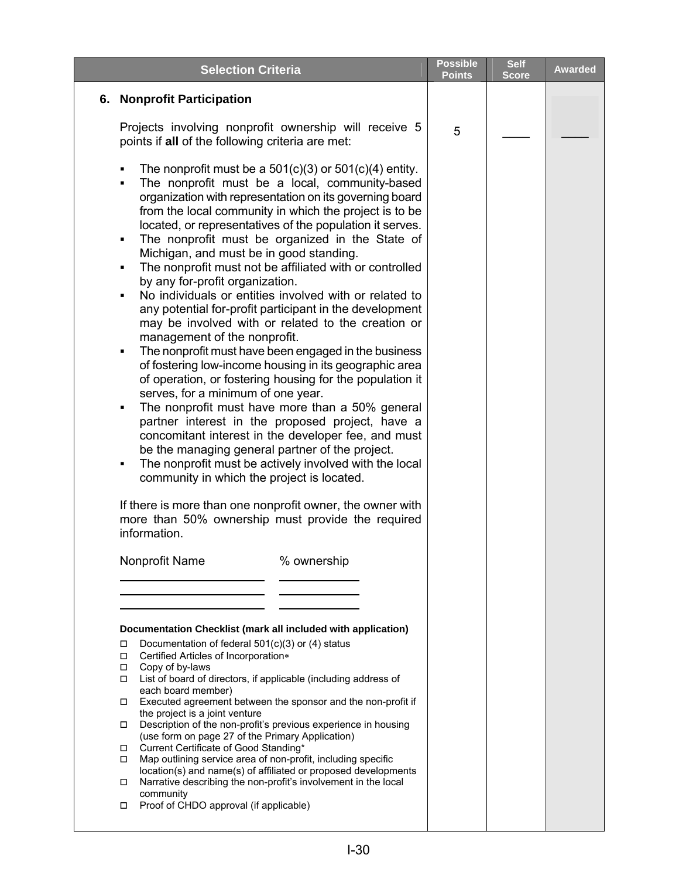| Selection Criteria | Possible Points | Self Score | Awarded |
|---|---|---|---|
| **6. Nonprofit Participation** | | | |
| Projects involving nonprofit ownership will receive 5 points if **all** of the following criteria are met: | 5 | ____ | ____ |

- The nonprofit must be a 501(c)(3) or 501(c)(4) entity.
- The nonprofit must be a local, community-based organization with representation on its governing board from the local community in which the project is to be located, or representatives of the population it serves.
- The nonprofit must be organized in the State of Michigan, and must be in good standing.
- The nonprofit must not be affiliated with or controlled by any for-profit organization.
- No individuals or entities involved with or related to any potential for-profit participant in the development may be involved with or related to the creation or management of the nonprofit.
- The nonprofit must have been engaged in the business of fostering low-income housing in its geographic area of operation, or fostering housing for the population it serves, for a minimum of one year.
- The nonprofit must have more than a 50% general partner interest in the proposed project, have a concomitant interest in the developer fee, and must be the managing general partner of the project.
- The nonprofit must be actively involved with the local community in which the project is located.

If there is more than one nonprofit owner, the owner with more than 50% ownership must provide the required information.

| Nonprofit Name | % ownership |
|---|---|
| ______________________ | ____________ |
| ______________________ | ____________ |
| ______________________ | ____________ |

**Documentation Checklist (mark all included with application)**

- ☐ Documentation of federal 501(c)(3) or (4) status
- ☐ Certified Articles of Incorporation*
- ☐ Copy of by-laws
- ☐ List of board of directors, if applicable (including address of each board member)
- ☐ Executed agreement between the sponsor and the non-profit if the project is a joint venture
- ☐ Description of the non-profit's previous experience in housing (use form on page 27 of the Primary Application)
- ☐ Current Certificate of Good Standing*
- ☐ Map outlining service area of non-profit, including specific location(s) and name(s) of affiliated or proposed developments
- ☐ Narrative describing the non-profit's involvement in the local community
- ☐ Proof of CHDO approval (if applicable)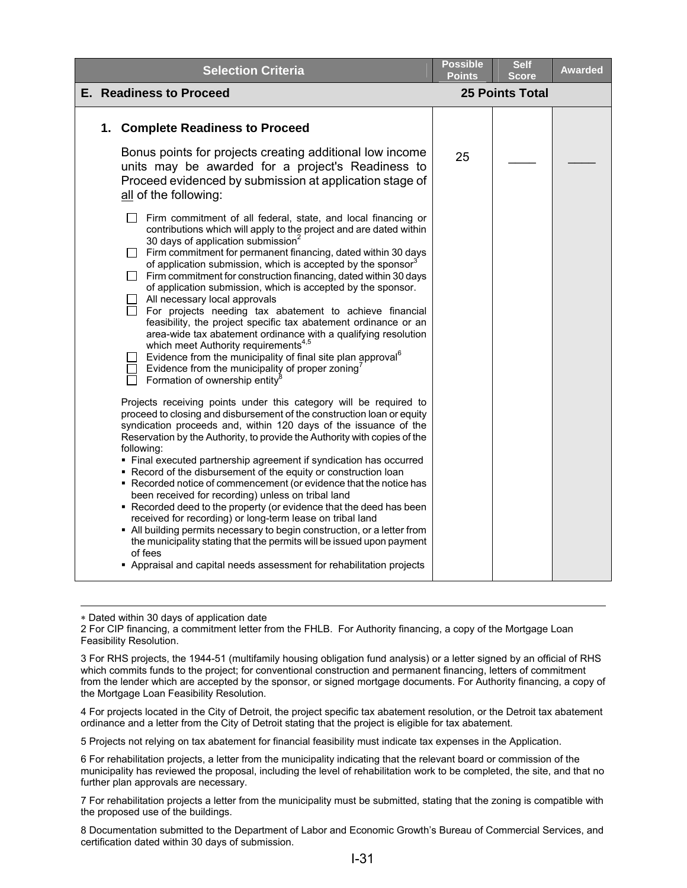| Selection Criteria | Possible Points | Self Score | Awarded |
|---|---|---|---|
| **E. Readiness to Proceed** | **25 Points Total** | | |
| **1. Complete Readiness to Proceed**<br><br>Bonus points for projects creating additional low income units may be awarded for a project's Readiness to Proceed evidenced by submission at application stage of all of the following:<br><br>☐ Firm commitment of all federal, state, and local financing or contributions which will apply to the project and are dated within 30 days of application submission[2]<br>☐ Firm commitment for permanent financing, dated within 30 days of application submission, which is accepted by the sponsor[3]<br>☐ Firm commitment for construction financing, dated within 30 days of application submission, which is accepted by the sponsor.<br>☐ All necessary local approvals<br>☐ For projects needing tax abatement to achieve financial feasibility, the project specific tax abatement ordinance or an area-wide tax abatement ordinance with a qualifying resolution which meet Authority requirements[4,5]<br>☐ Evidence from the municipality of final site plan approval[6]<br>☐ Evidence from the municipality of proper zoning[7]<br>☐ Formation of ownership entity[8]<br><br>Projects receiving points under this category will be required to proceed to closing and disbursement of the construction loan or equity syndication proceeds and, within 120 days of the issuance of the Reservation by the Authority, to provide the Authority with copies of the following:<br>▪ Final executed partnership agreement if syndication has occurred<br>▪ Record of the disbursement of the equity or construction loan<br>▪ Recorded notice of commencement (or evidence that the notice has been received for recording) unless on tribal land<br>▪ Recorded deed to the property (or evidence that the deed has been received for recording) or long-term lease on tribal land<br>▪ All building permits necessary to begin construction, or a letter from the municipality stating that the permits will be issued upon payment of fees<br>▪ Appraisal and capital needs assessment for rehabilitation projects | 25 | ____ | ____ |

---

∗ Dated within 30 days of application date

2 For CIP financing, a commitment letter from the FHLB. For Authority financing, a copy of the Mortgage Loan Feasibility Resolution.

3 For RHS projects, the 1944-51 (multifamily housing obligation fund analysis) or a letter signed by an official of RHS which commits funds to the project; for conventional construction and permanent financing, letters of commitment from the lender which are accepted by the sponsor, or signed mortgage documents. For Authority financing, a copy of the Mortgage Loan Feasibility Resolution.

4 For projects located in the City of Detroit, the project specific tax abatement resolution, or the Detroit tax abatement ordinance and a letter from the City of Detroit stating that the project is eligible for tax abatement.

5 Projects not relying on tax abatement for financial feasibility must indicate tax expenses in the Application.

6 For rehabilitation projects, a letter from the municipality indicating that the relevant board or commission of the municipality has reviewed the proposal, including the level of rehabilitation work to be completed, the site, and that no further plan approvals are necessary.

7 For rehabilitation projects a letter from the municipality must be submitted, stating that the zoning is compatible with the proposed use of the buildings.

8 Documentation submitted to the Department of Labor and Economic Growth's Bureau of Commercial Services, and certification dated within 30 days of submission.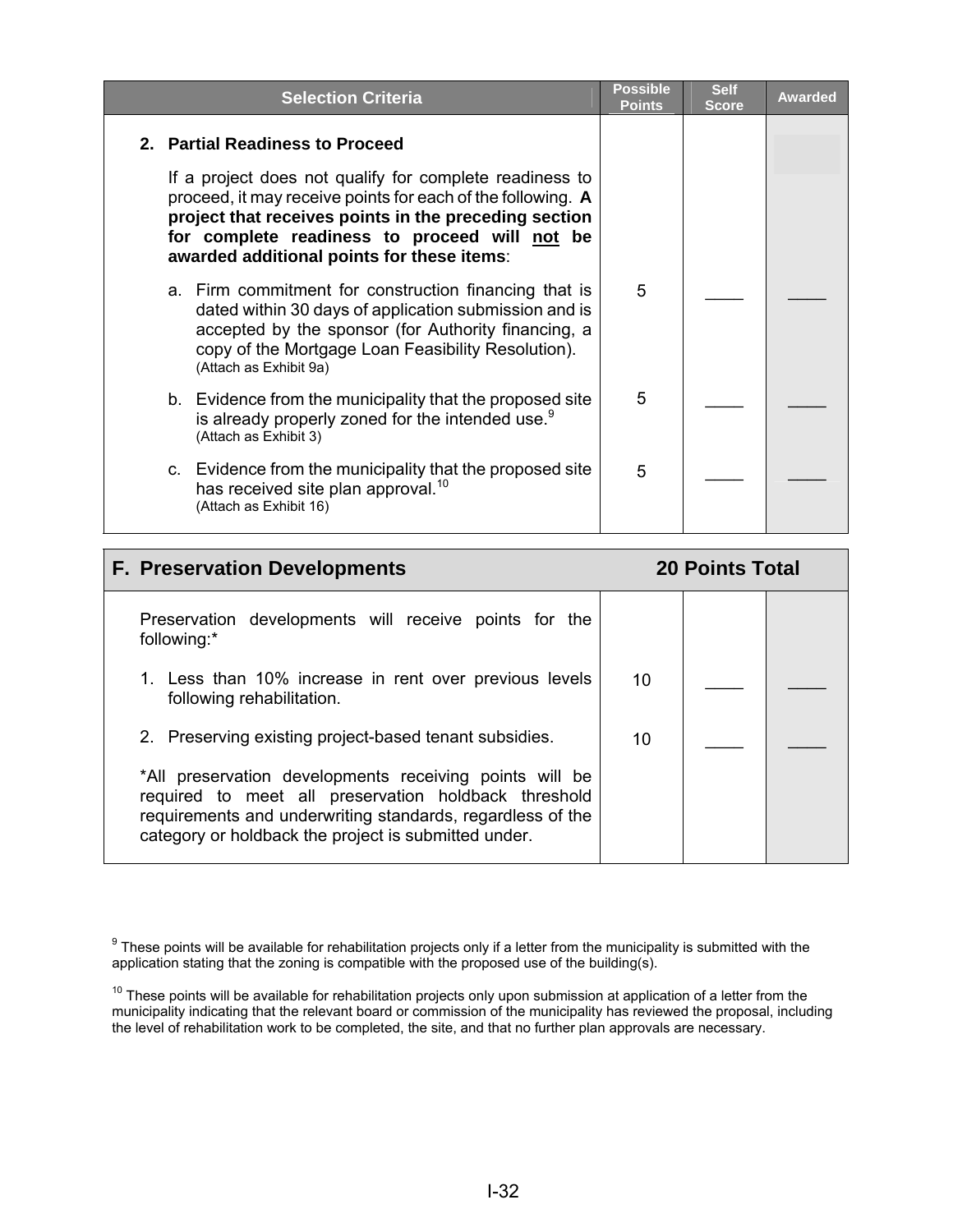| Selection Criteria | Possible Points | Self Score | Awarded |
|---|---|---|---|
| **2. Partial Readiness to Proceed** | | | |
| If a project does not qualify for complete readiness to proceed, it may receive points for each of the following. **A project that receives points in the preceding section for complete readiness to proceed will <u>not</u> be awarded additional points for these items**: | | | |
| a. Firm commitment for construction financing that is dated within 30 days of application submission and is accepted by the sponsor (for Authority financing, a copy of the Mortgage Loan Feasibility Resolution). (Attach as Exhibit 9a) | 5 | ____ | ____ |
| b. Evidence from the municipality that the proposed site is already properly zoned for the intended use.[9] (Attach as Exhibit 3) | 5 | ____ | ____ |
| c. Evidence from the municipality that the proposed site has received site plan approval.[10] (Attach as Exhibit 16) | 5 | ____ | ____ |

| F. Preservation Developments | 20 Points Total | | |
|---|---|---|---|
| Preservation developments will receive points for the following:* | | | |
| 1. Less than 10% increase in rent over previous levels following rehabilitation. | 10 | ____ | ____ |
| 2. Preserving existing project-based tenant subsidies. | 10 | ____ | ____ |
| *All preservation developments receiving points will be required to meet all preservation holdback threshold requirements and underwriting standards, regardless of the category or holdback the project is submitted under. | | | |

[9] These points will be available for rehabilitation projects only if a letter from the municipality is submitted with the application stating that the zoning is compatible with the proposed use of the building(s).

[10] These points will be available for rehabilitation projects only upon submission at application of a letter from the municipality indicating that the relevant board or commission of the municipality has reviewed the proposal, including the level of rehabilitation work to be completed, the site, and that no further plan approvals are necessary.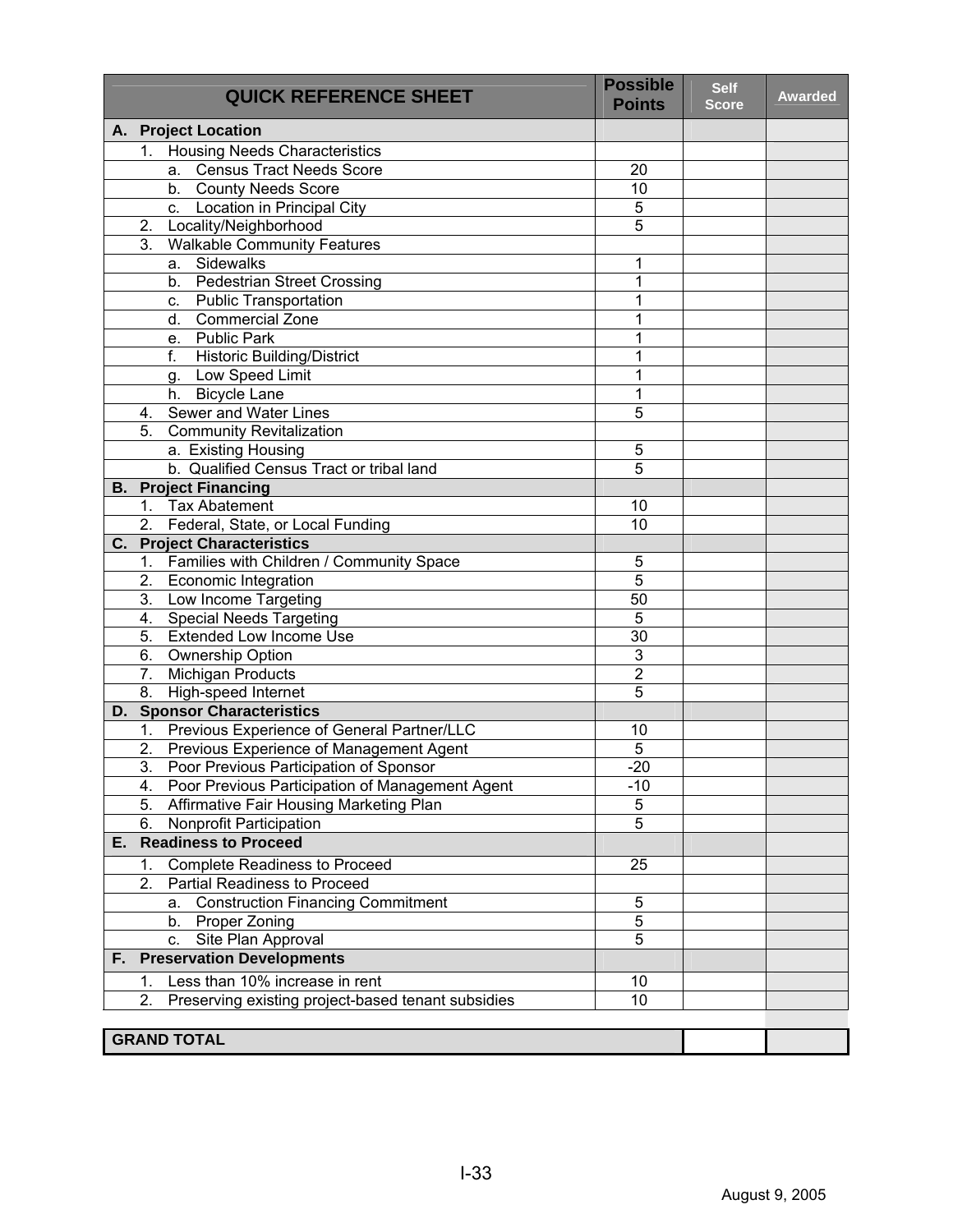| QUICK REFERENCE SHEET | Possible Points | Self Score | Awarded |
|---|---|---|---|
| **A. Project Location** | | | |
| 1. Housing Needs Characteristics | | | |
| a. Census Tract Needs Score | 20 | | |
| b. County Needs Score | 10 | | |
| c. Location in Principal City | 5 | | |
| 2. Locality/Neighborhood | 5 | | |
| 3. Walkable Community Features | | | |
| a. Sidewalks | 1 | | |
| b. Pedestrian Street Crossing | 1 | | |
| c. Public Transportation | 1 | | |
| d. Commercial Zone | 1 | | |
| e. Public Park | 1 | | |
| f. Historic Building/District | 1 | | |
| g. Low Speed Limit | 1 | | |
| h. Bicycle Lane | 1 | | |
| 4. Sewer and Water Lines | 5 | | |
| 5. Community Revitalization | | | |
| a. Existing Housing | 5 | | |
| b. Qualified Census Tract or tribal land | 5 | | |
| **B. Project Financing** | | | |
| 1. Tax Abatement | 10 | | |
| 2. Federal, State, or Local Funding | 10 | | |
| **C. Project Characteristics** | | | |
| 1. Families with Children / Community Space | 5 | | |
| 2. Economic Integration | 5 | | |
| 3. Low Income Targeting | 50 | | |
| 4. Special Needs Targeting | 5 | | |
| 5. Extended Low Income Use | 30 | | |
| 6. Ownership Option | 3 | | |
| 7. Michigan Products | 2 | | |
| 8. High-speed Internet | 5 | | |
| **D. Sponsor Characteristics** | | | |
| 1. Previous Experience of General Partner/LLC | 10 | | |
| 2. Previous Experience of Management Agent | 5 | | |
| 3. Poor Previous Participation of Sponsor | -20 | | |
| 4. Poor Previous Participation of Management Agent | -10 | | |
| 5. Affirmative Fair Housing Marketing Plan | 5 | | |
| 6. Nonprofit Participation | 5 | | |
| **E. Readiness to Proceed** | | | |
| 1. Complete Readiness to Proceed | 25 | | |
| 2. Partial Readiness to Proceed | | | |
| a. Construction Financing Commitment | 5 | | |
| b. Proper Zoning | 5 | | |
| c. Site Plan Approval | 5 | | |
| **F. Preservation Developments** | | | |
| 1. Less than 10% increase in rent | 10 | | |
| 2. Preserving existing project-based tenant subsidies | 10 | | |
| **GRAND TOTAL** | | | |

August 9, 2005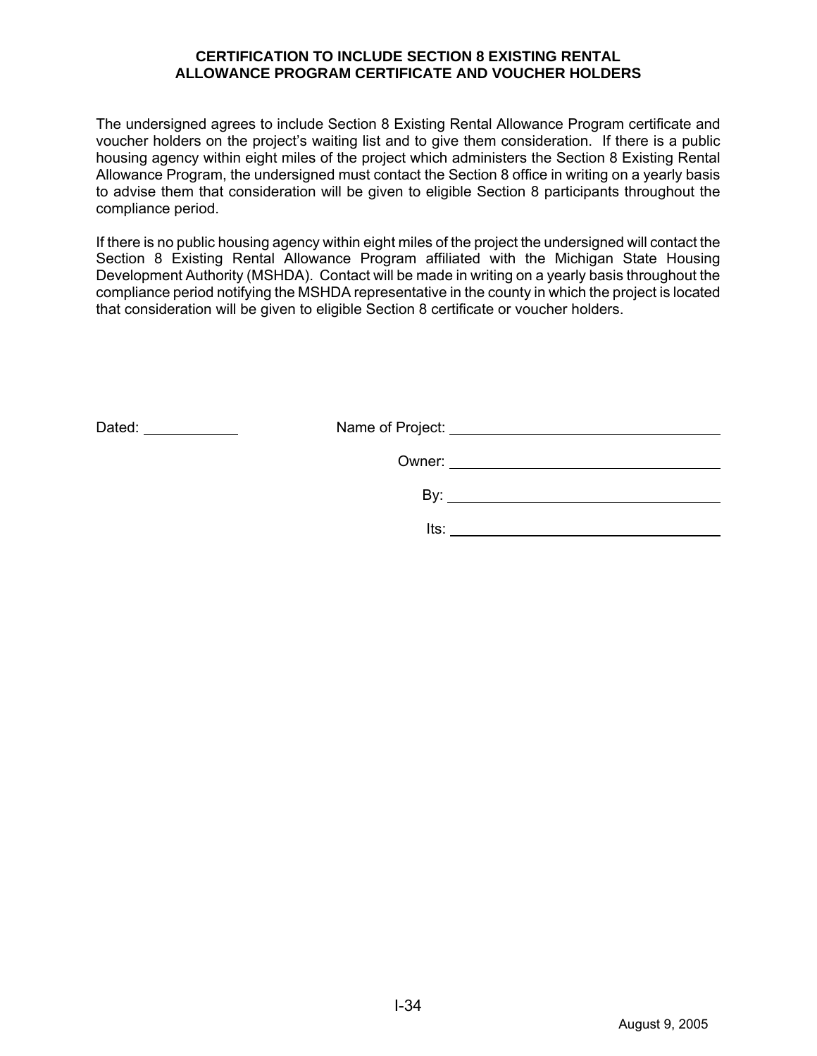# CERTIFICATION TO INCLUDE SECTION 8 EXISTING RENTAL ALLOWANCE PROGRAM CERTIFICATE AND VOUCHER HOLDERS

The undersigned agrees to include Section 8 Existing Rental Allowance Program certificate and voucher holders on the project's waiting list and to give them consideration. If there is a public housing agency within eight miles of the project which administers the Section 8 Existing Rental Allowance Program, the undersigned must contact the Section 8 office in writing on a yearly basis to advise them that consideration will be given to eligible Section 8 participants throughout the compliance period.

If there is no public housing agency within eight miles of the project the undersigned will contact the Section 8 Existing Rental Allowance Program affiliated with the Michigan State Housing Development Authority (MSHDA). Contact will be made in writing on a yearly basis throughout the compliance period notifying the MSHDA representative in the county in which the project is located that consideration will be given to eligible Section 8 certificate or voucher holders.

Dated: ____________

Name of Project: ________________________________

Owner: ________________________________

By: ________________________________

Its: ________________________________

August 9, 2005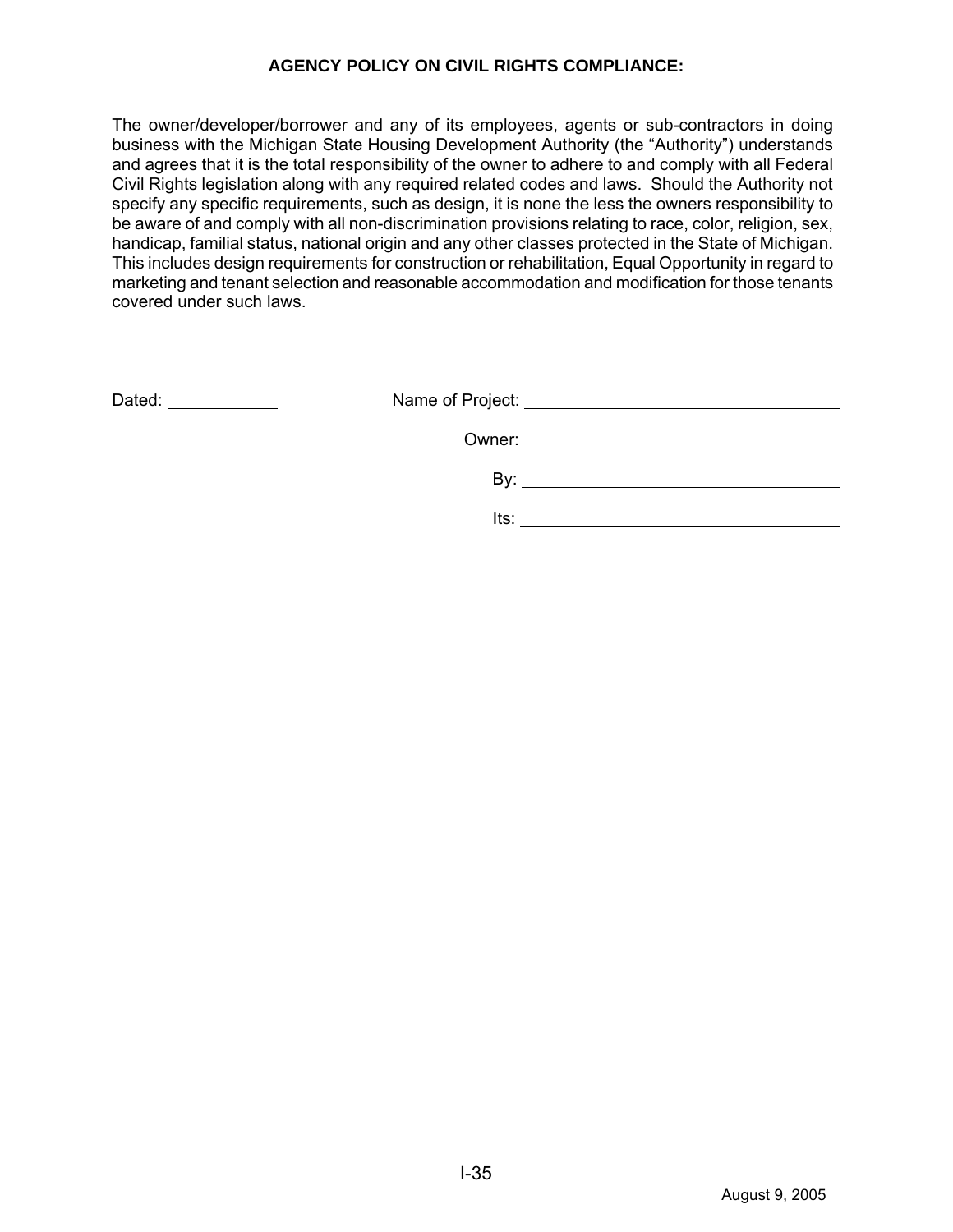**AGENCY POLICY ON CIVIL RIGHTS COMPLIANCE:**

The owner/developer/borrower and any of its employees, agents or sub-contractors in doing business with the Michigan State Housing Development Authority (the "Authority") understands and agrees that it is the total responsibility of the owner to adhere to and comply with all Federal Civil Rights legislation along with any required related codes and laws. Should the Authority not specify any specific requirements, such as design, it is none the less the owners responsibility to be aware of and comply with all non-discrimination provisions relating to race, color, religion, sex, handicap, familial status, national origin and any other classes protected in the State of Michigan. This includes design requirements for construction or rehabilitation, Equal Opportunity in regard to marketing and tenant selection and reasonable accommodation and modification for those tenants covered under such laws.

Dated: ____________

Name of Project: ______________________________

Owner: ______________________________

By: ______________________________

Its: ______________________________

August 9, 2005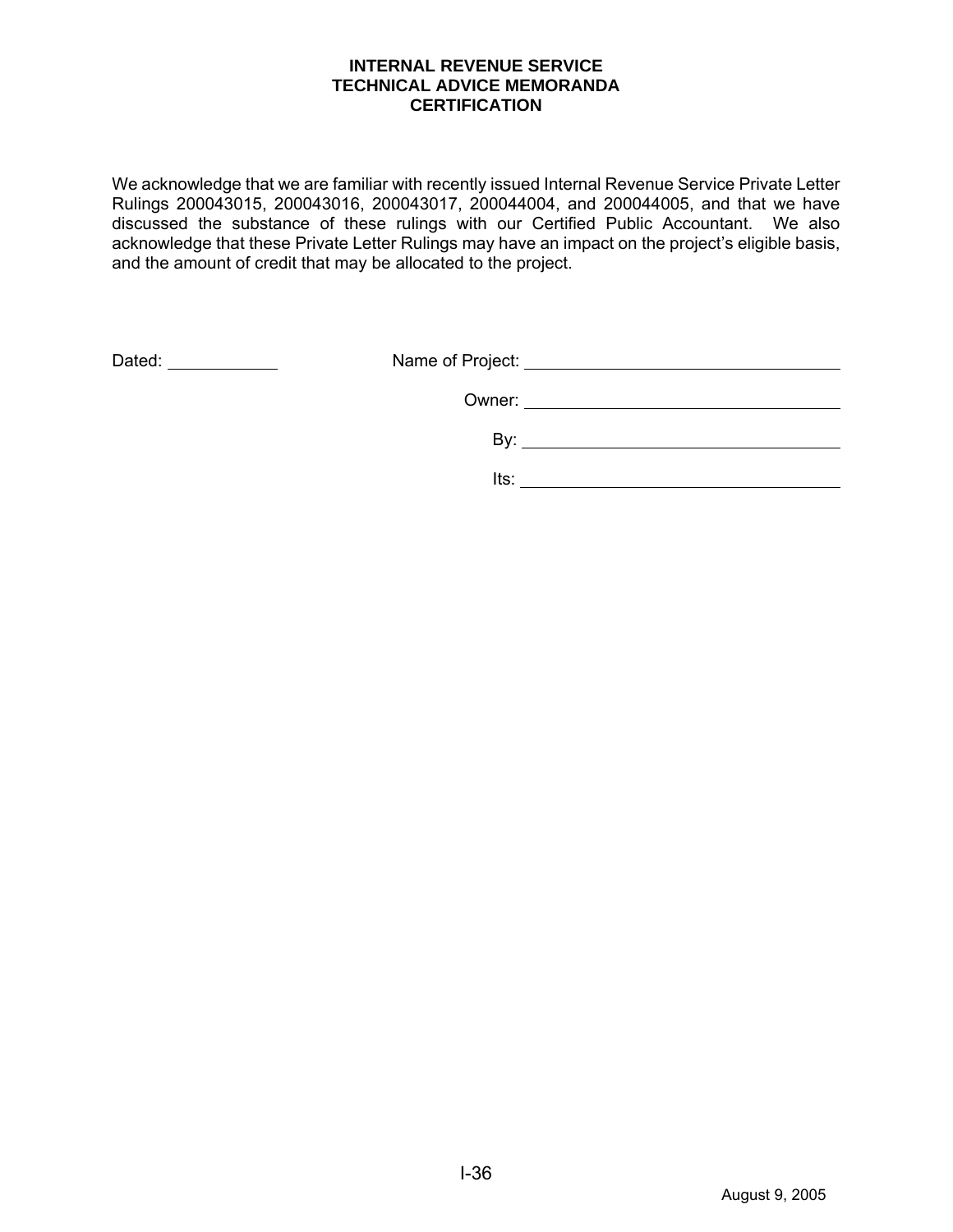# INTERNAL REVENUE SERVICE
# TECHNICAL ADVICE MEMORANDA
# CERTIFICATION

We acknowledge that we are familiar with recently issued Internal Revenue Service Private Letter Rulings 200043015, 200043016, 200043017, 200044004, and 200044005, and that we have discussed the substance of these rulings with our Certified Public Accountant. We also acknowledge that these Private Letter Rulings may have an impact on the project's eligible basis, and the amount of credit that may be allocated to the project.

Dated: ____________

Name of Project: ______________________________

Owner: ______________________________

By: ______________________________

Its: ______________________________

August 9, 2005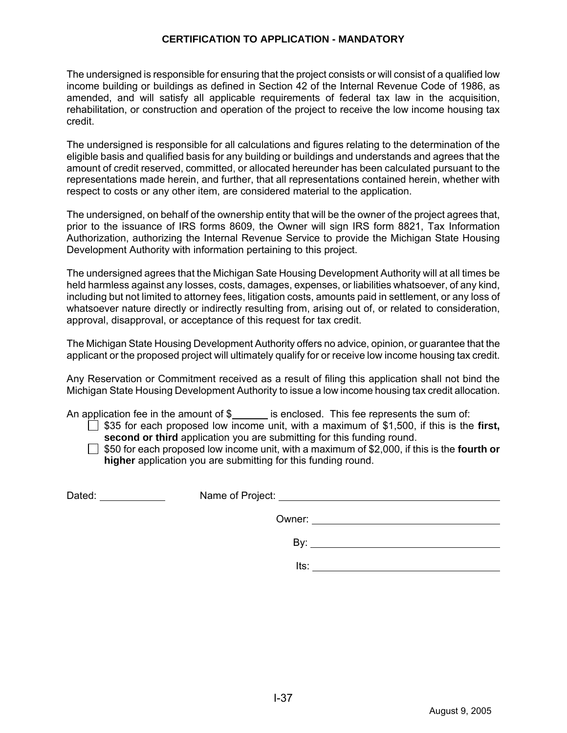## CERTIFICATION TO APPLICATION - MANDATORY

The undersigned is responsible for ensuring that the project consists or will consist of a qualified low income building or buildings as defined in Section 42 of the Internal Revenue Code of 1986, as amended, and will satisfy all applicable requirements of federal tax law in the acquisition, rehabilitation, or construction and operation of the project to receive the low income housing tax credit.

The undersigned is responsible for all calculations and figures relating to the determination of the eligible basis and qualified basis for any building or buildings and understands and agrees that the amount of credit reserved, committed, or allocated hereunder has been calculated pursuant to the representations made herein, and further, that all representations contained herein, whether with respect to costs or any other item, are considered material to the application.

The undersigned, on behalf of the ownership entity that will be the owner of the project agrees that, prior to the issuance of IRS forms 8609, the Owner will sign IRS form 8821, Tax Information Authorization, authorizing the Internal Revenue Service to provide the Michigan State Housing Development Authority with information pertaining to this project.

The undersigned agrees that the Michigan Sate Housing Development Authority will at all times be held harmless against any losses, costs, damages, expenses, or liabilities whatsoever, of any kind, including but not limited to attorney fees, litigation costs, amounts paid in settlement, or any loss of whatsoever nature directly or indirectly resulting from, arising out of, or related to consideration, approval, disapproval, or acceptance of this request for tax credit.

The Michigan State Housing Development Authority offers no advice, opinion, or guarantee that the applicant or the proposed project will ultimately qualify for or receive low income housing tax credit.

Any Reservation or Commitment received as a result of filing this application shall not bind the Michigan State Housing Development Authority to issue a low income housing tax credit allocation.

An application fee in the amount of $______ is enclosed. This fee represents the sum of:

- ☐ $35 for each proposed low income unit, with a maximum of $1,500, if this is the **first, second or third** application you are submitting for this funding round.
- ☐ $50 for each proposed low income unit, with a maximum of $2,000, if this is the **fourth or higher** application you are submitting for this funding round.

Dated: ____________ Name of Project: ________________________________________

Owner: ________________________________

By: ________________________________

Its: ________________________________

August 9, 2005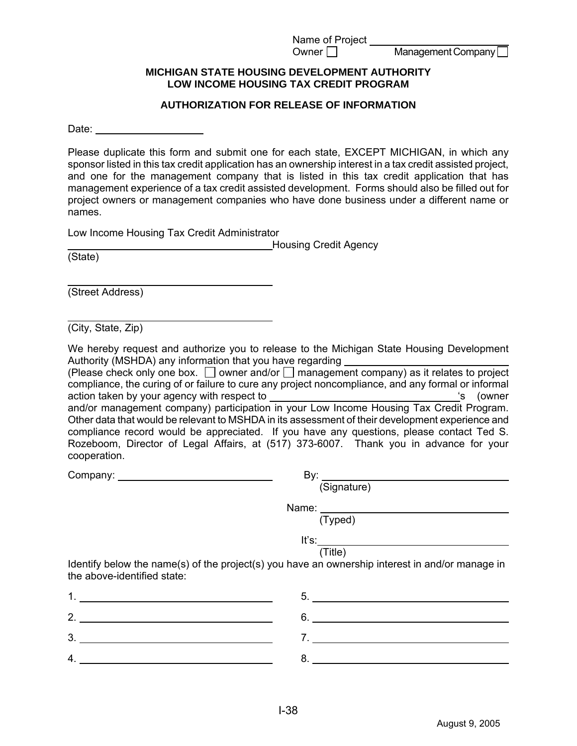Name of Project ______________________
Owner ☐ Management Company ☐

**MICHIGAN STATE HOUSING DEVELOPMENT AUTHORITY**
**LOW INCOME HOUSING TAX CREDIT PROGRAM**

**AUTHORIZATION FOR RELEASE OF INFORMATION**

Date: ________________

Please duplicate this form and submit one for each state, EXCEPT MICHIGAN, in which any sponsor listed in this tax credit application has an ownership interest in a tax credit assisted project, and one for the management company that is listed in this tax credit application that has management experience of a tax credit assisted development. Forms should also be filled out for project owners or management companies who have done business under a different name or names.

Low Income Housing Tax Credit Administrator
________________________________ Housing Credit Agency
(State)

________________________________
(Street Address)

________________________________
(City, State, Zip)

We hereby request and authorize you to release to the Michigan State Housing Development Authority (MSHDA) any information that you have regarding ________________________ (Please check only one box. ☐ owner and/or ☐ management company) as it relates to project compliance, the curing of or failure to cure any project noncompliance, and any formal or informal action taken by your agency with respect to ____________________________'s (owner and/or management company) participation in your Low Income Housing Tax Credit Program. Other data that would be relevant to MSHDA in its assessment of their development experience and compliance record would be appreciated. If you have any questions, please contact Ted S. Rozeboom, Director of Legal Affairs, at (517) 373-6007. Thank you in advance for your cooperation.

Company: ________________________

By: ________________________________
(Signature)

Name: ________________________________
(Typed)

It's: ________________________________
(Title)

Identify below the name(s) of the project(s) you have an ownership interest in and/or manage in the above-identified state:

1. ________________________________
2. ________________________________
3. ________________________________
4. ________________________________
5. ________________________________
6. ________________________________
7. ________________________________
8. ________________________________

I-38

August 9, 2005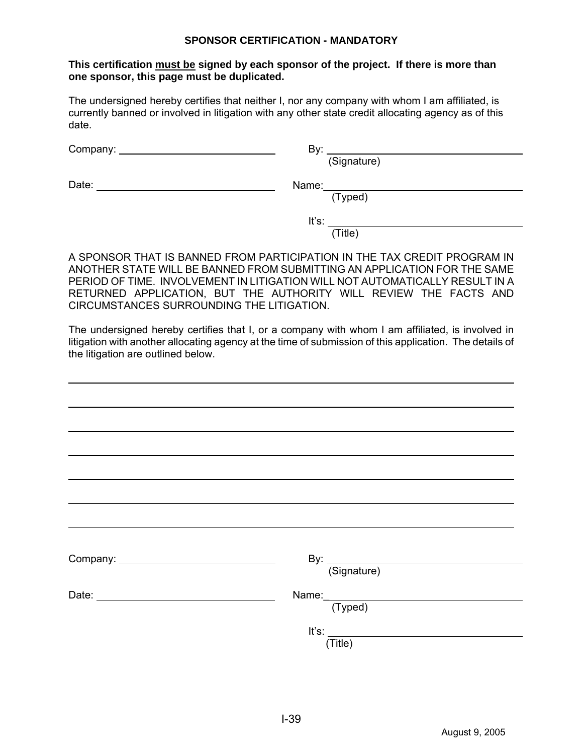## SPONSOR CERTIFICATION - MANDATORY

**This certification <u>must be</u> signed by each sponsor of the project. If there is more than one sponsor, this page must be duplicated.**

The undersigned hereby certifies that neither I, nor any company with whom I am affiliated, is currently banned or involved in litigation with any other state credit allocating agency as of this date.

Company: ______________________________ By: ______________________________
(Signature)

Date: ______________________________ Name: ______________________________
(Typed)

It's: ______________________________
(Title)

A SPONSOR THAT IS BANNED FROM PARTICIPATION IN THE TAX CREDIT PROGRAM IN ANOTHER STATE WILL BE BANNED FROM SUBMITTING AN APPLICATION FOR THE SAME PERIOD OF TIME. INVOLVEMENT IN LITIGATION WILL NOT AUTOMATICALLY RESULT IN A RETURNED APPLICATION, BUT THE AUTHORITY WILL REVIEW THE FACTS AND CIRCUMSTANCES SURROUNDING THE LITIGATION.

The undersigned hereby certifies that I, or a company with whom I am affiliated, is involved in litigation with another allocating agency at the time of submission of this application. The details of the litigation are outlined below.

______________________________________________________________________

______________________________________________________________________

______________________________________________________________________

______________________________________________________________________

______________________________________________________________________

______________________________________________________________________

______________________________________________________________________

Company: ______________________________ By: ______________________________
(Signature)

Date: ______________________________ Name: ______________________________
(Typed)

It's: ______________________________
(Title)

August 9, 2005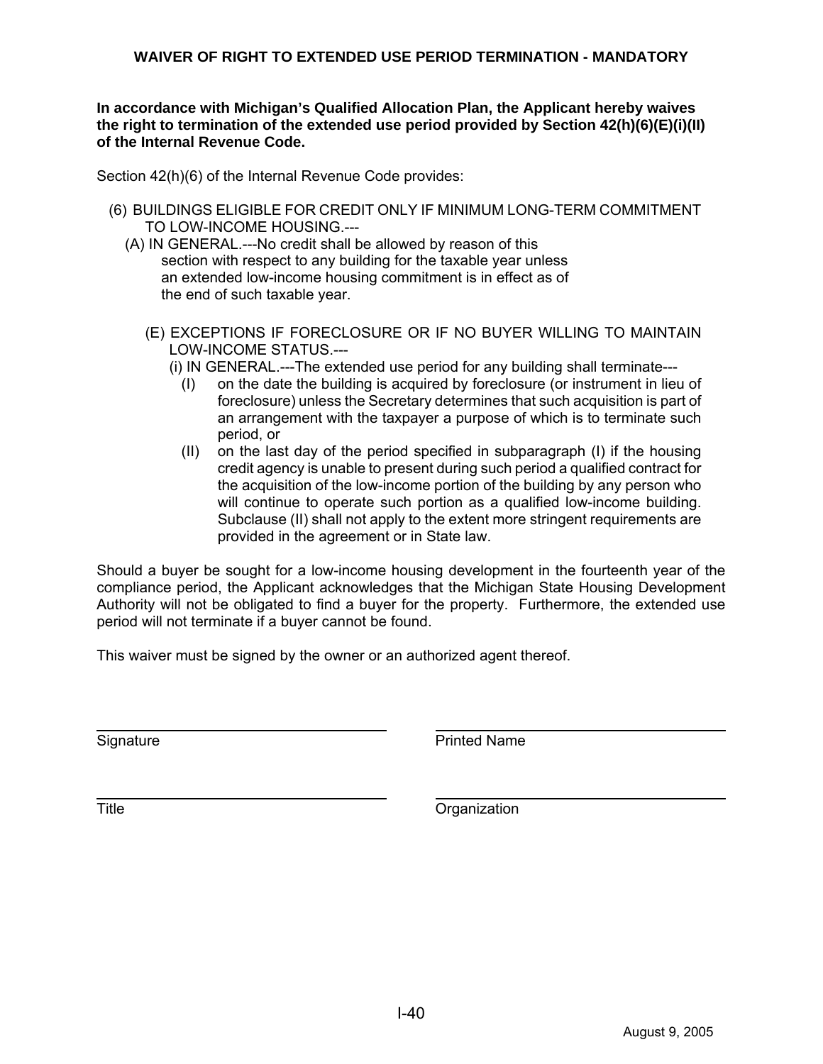## WAIVER OF RIGHT TO EXTENDED USE PERIOD TERMINATION - MANDATORY

**In accordance with Michigan's Qualified Allocation Plan, the Applicant hereby waives the right to termination of the extended use period provided by Section 42(h)(6)(E)(i)(II) of the Internal Revenue Code.**

Section 42(h)(6) of the Internal Revenue Code provides:

(6) BUILDINGS ELIGIBLE FOR CREDIT ONLY IF MINIMUM LONG-TERM COMMITMENT TO LOW-INCOME HOUSING.---

(A) IN GENERAL.---No credit shall be allowed by reason of this section with respect to any building for the taxable year unless an extended low-income housing commitment is in effect as of the end of such taxable year.

(E) EXCEPTIONS IF FORECLOSURE OR IF NO BUYER WILLING TO MAINTAIN LOW-INCOME STATUS.---

(i) IN GENERAL.---The extended use period for any building shall terminate---

(I) on the date the building is acquired by foreclosure (or instrument in lieu of foreclosure) unless the Secretary determines that such acquisition is part of an arrangement with the taxpayer a purpose of which is to terminate such period, or

(II) on the last day of the period specified in subparagraph (I) if the housing credit agency is unable to present during such period a qualified contract for the acquisition of the low-income portion of the building by any person who will continue to operate such portion as a qualified low-income building. Subclause (II) shall not apply to the extent more stringent requirements are provided in the agreement or in State law.

Should a buyer be sought for a low-income housing development in the fourteenth year of the compliance period, the Applicant acknowledges that the Michigan State Housing Development Authority will not be obligated to find a buyer for the property. Furthermore, the extended use period will not terminate if a buyer cannot be found.

This waiver must be signed by the owner or an authorized agent thereof.

| | |
|---|---|
| \_\_\_\_\_\_\_\_\_\_\_\_\_\_\_\_\_\_\_\_\_\_\_\_ | \_\_\_\_\_\_\_\_\_\_\_\_\_\_\_\_\_\_\_\_\_\_\_\_ |
| Signature | Printed Name |
| \_\_\_\_\_\_\_\_\_\_\_\_\_\_\_\_\_\_\_\_\_\_\_\_ | \_\_\_\_\_\_\_\_\_\_\_\_\_\_\_\_\_\_\_\_\_\_\_\_ |
| Title | Organization |

August 9, 2005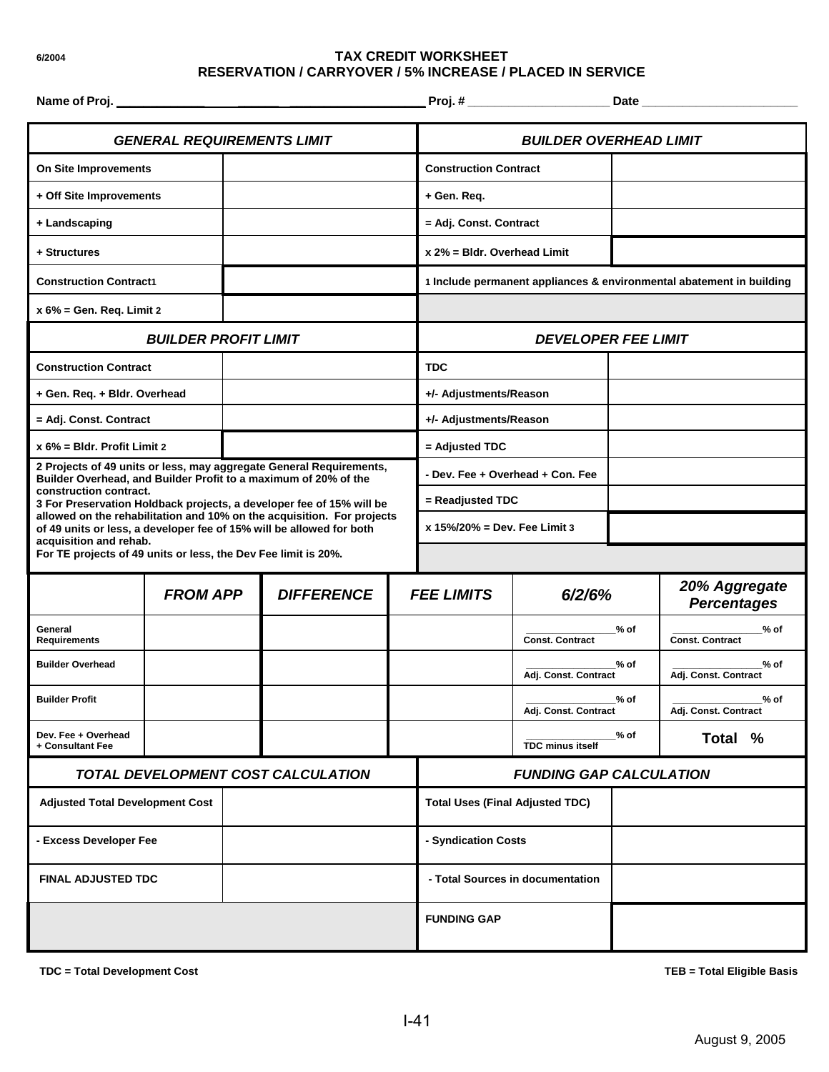6/2004

# TAX CREDIT WORKSHEET
## RESERVATION / CARRYOVER / 5% INCREASE / PLACED IN SERVICE

**Name of Proj.** ____________________________________ **Proj. #** ____________________ **Date** ______________________

| GENERAL REQUIREMENTS LIMIT | | BUILDER OVERHEAD LIMIT | |
|---|---|---|---|
| On Site Improvements | | Construction Contract | |
| + Off Site Improvements | | + Gen. Req. | |
| + Landscaping | | = Adj. Const. Contract | |
| + Structures | | x 2% = Bldr. Overhead Limit | |
| Construction Contract1 | | 1 Include permanent appliances & environmental abatement in building | |
| x 6% = Gen. Req. Limit 2 | | | |

| BUILDER PROFIT LIMIT | | DEVELOPER FEE LIMIT | |
|---|---|---|---|
| Construction Contract | | TDC | |
| + Gen. Req. + Bldr. Overhead | | +/- Adjustments/Reason | |
| = Adj. Const. Contract | | +/- Adjustments/Reason | |
| x 6% = Bldr. Profit Limit 2 | | = Adjusted TDC | |
| | | - Dev. Fee + Overhead + Con. Fee | |
| | | = Readjusted TDC | |
| | | x 15%/20% = Dev. Fee Limit 3 | |

2 Projects of 49 units or less, may aggregate General Requirements, Builder Overhead, and Builder Profit to a maximum of 20% of the construction contract.
3 For Preservation Holdback projects, a developer fee of 15% will be allowed on the rehabilitation and 10% on the acquisition. For projects of 49 units or less, a developer fee of 15% will be allowed for both acquisition and rehab.
For TE projects of 49 units or less, the Dev Fee limit is 20%.

| | FROM APP | DIFFERENCE | FEE LIMITS | 6/2/6% | 20% Aggregate Percentages |
|---|---|---|---|---|---|
| General Requirements | | | | ______% of Const. Contract | ______% of Const. Contract |
| Builder Overhead | | | | ______% of Adj. Const. Contract | ______% of Adj. Const. Contract |
| Builder Profit | | | | ______% of Adj. Const. Contract | ______% of Adj. Const. Contract |
| Dev. Fee + Overhead + Consultant Fee | | | | ______% of TDC minus itself | Total % |

| TOTAL DEVELOPMENT COST CALCULATION | | FUNDING GAP CALCULATION | |
|---|---|---|---|
| Adjusted Total Development Cost | | Total Uses (Final Adjusted TDC) | |
| - Excess Developer Fee | | - Syndication Costs | |
| FINAL ADJUSTED TDC | | - Total Sources in documentation | |
| | | FUNDING GAP | |

TDC = Total Development Cost

TEB = Total Eligible Basis

August 9, 2005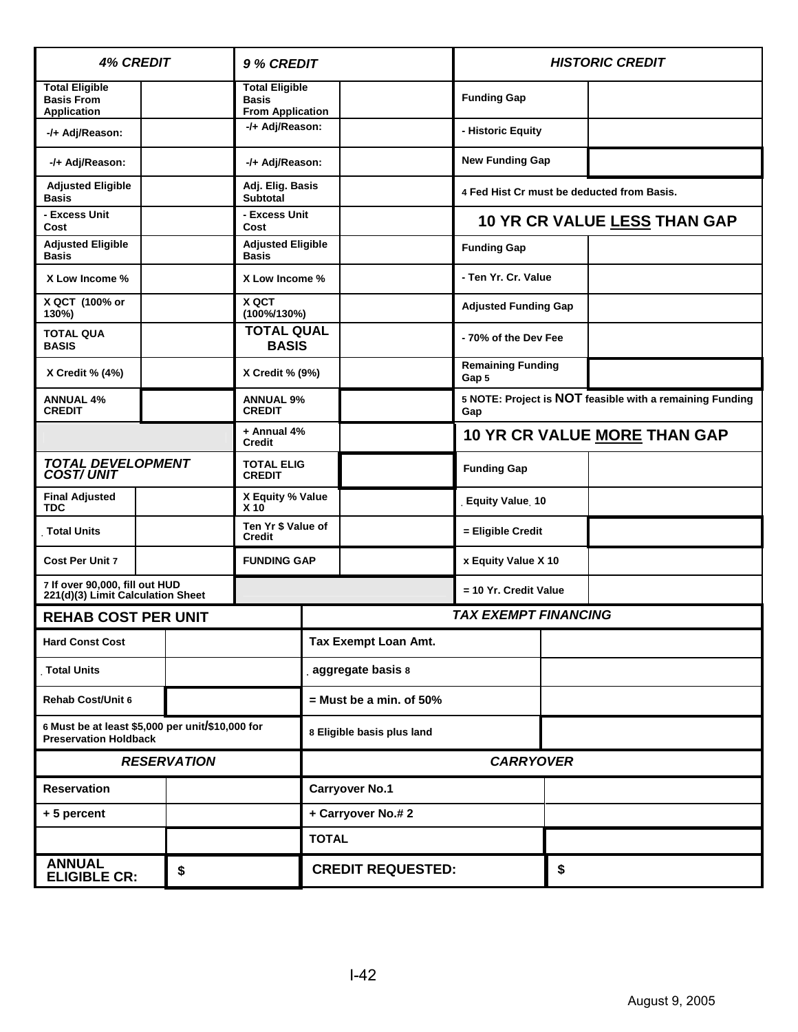| 4% CREDIT | | 9 % CREDIT | | HISTORIC CREDIT | |
|---|---|---|---|---|---|
| Total Eligible Basis From Application | | Total Eligible Basis From Application | | Funding Gap | |
| -/+ Adj/Reason: | | -/+ Adj/Reason: | | - Historic Equity | |
| -/+ Adj/Reason: | | -/+ Adj/Reason: | | New Funding Gap | |
| Adjusted Eligible Basis | | Adj. Elig. Basis Subtotal | | 4 Fed Hist Cr must be deducted from Basis. | |
| - Excess Unit Cost | | - Excess Unit Cost | | **10 YR CR VALUE LESS THAN GAP** | |
| Adjusted Eligible Basis | | Adjusted Eligible Basis | | Funding Gap | |
| X Low Income % | | X Low Income % | | - Ten Yr. Cr. Value | |
| X QCT (100% or 130%) | | X QCT (100%/130%) | | Adjusted Funding Gap | |
| TOTAL QUA BASIS | | TOTAL QUAL BASIS | | - 70% of the Dev Fee | |
| X Credit % (4%) | | X Credit % (9%) | | Remaining Funding Gap 5 | |
| ANNUAL 4% CREDIT | | ANNUAL 9% CREDIT | | 5 NOTE: Project is NOT feasible with a remaining Funding Gap | |
| | | + Annual 4% Credit | | **10 YR CR VALUE MORE THAN GAP** | |
| TOTAL DEVELOPMENT COST/ UNIT | | TOTAL ELIG CREDIT | | Funding Gap | |
| Final Adjusted TDC | | X Equity % Value X 10 | | Equity Value 10 | |
| Total Units | | Ten Yr $ Value of Credit | | = Eligible Credit | |
| Cost Per Unit 7 | | FUNDING GAP | | x Equity Value X 10 | |
| 7 If over 90,000, fill out HUD 221(d)(3) Limit Calculation Sheet | | | | = 10 Yr. Credit Value | |

| REHAB COST PER UNIT | | TAX EXEMPT FINANCING | |
|---|---|---|---|
| Hard Const Cost | | Tax Exempt Loan Amt. | |
| Total Units | | aggregate basis 8 | |
| Rehab Cost/Unit 6 | | = Must be a min. of 50% | |
| 6 Must be at least $5,000 per unit/$10,000 for Preservation Holdback | | 8 Eligible basis plus land | |

| RESERVATION | | CARRYOVER | |
|---|---|---|---|
| Reservation | | Carryover No.1 | |
| + 5 percent | | + Carryover No.# 2 | |
| | | TOTAL | |
| ANNUAL ELIGIBLE CR: | $ | CREDIT REQUESTED: | $ |

August 9, 2005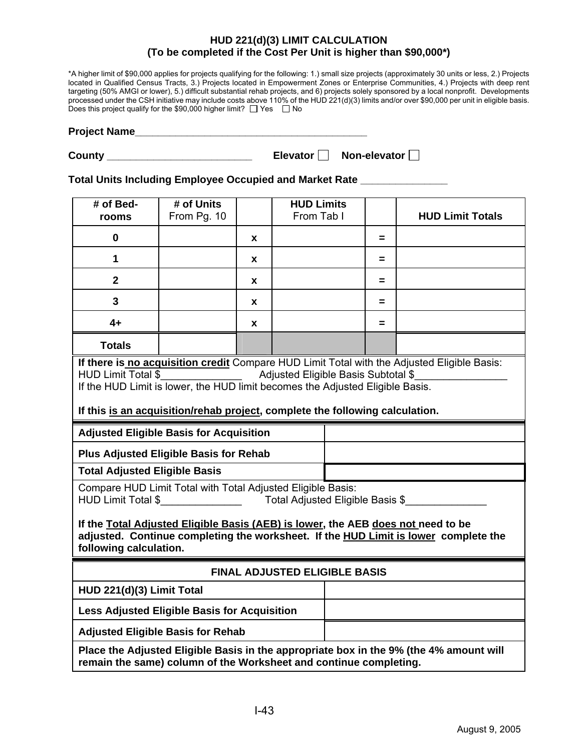# HUD 221(d)(3) LIMIT CALCULATION
## (To be completed if the Cost Per Unit is higher than $90,000*)

*A higher limit of $90,000 applies for projects qualifying for the following: 1.) small size projects (approximately 30 units or less, 2.) Projects located in Qualified Census Tracts, 3.) Projects located in Empowerment Zones or Enterprise Communities, 4.) Projects with deep rent targeting (50% AMGI or lower), 5.) difficult substantial rehab projects, and 6) projects solely sponsored by a local nonprofit. Developments processed under the CSH initiative may include costs above 110% of the HUD 221(d)(3) limits and/or over $90,000 per unit in eligible basis. Does this project qualify for the $90,000 higher limit? ☐ Yes ☐ No

**Project Name**__________________________________________

**County** ________________________ **Elevator** ☐ **Non-elevator** ☐

**Total Units Including Employee Occupied and Market Rate** ______________

| # of Bed-rooms | # of Units From Pg. 10 | | HUD Limits From Tab I | | HUD Limit Totals |
|---|---|---|---|---|---|
| 0 | | x | | = | |
| 1 | | x | | = | |
| 2 | | x | | = | |
| 3 | | x | | = | |
| 4+ | | x | | = | |
| Totals | | | | | |

**If there is no acquisition credit** Compare HUD Limit Total with the Adjusted Eligible Basis:
HUD Limit Total $______________ Adjusted Eligible Basis Subtotal $________________
If the HUD Limit is lower, the HUD limit becomes the Adjusted Eligible Basis.

**If this is an acquisition/rehab project, complete the following calculation.**

| | |
|---|---|
| **Adjusted Eligible Basis for Acquisition** | |
| **Plus Adjusted Eligible Basis for Rehab** | |
| **Total Adjusted Eligible Basis** | |

Compare HUD Limit Total with Total Adjusted Eligible Basis:
HUD Limit Total $______________ Total Adjusted Eligible Basis $______________

**If the Total Adjusted Eligible Basis (AEB) is lower, the AEB does not need to be adjusted. Continue completing the worksheet. If the HUD Limit is lower complete the following calculation.**

| FINAL ADJUSTED ELIGIBLE BASIS | |
|---|---|
| **HUD 221(d)(3) Limit Total** | |
| **Less Adjusted Eligible Basis for Acquisition** | |
| **Adjusted Eligible Basis for Rehab** | |

**Place the Adjusted Eligible Basis in the appropriate box in the 9% (the 4% amount will remain the same) column of the Worksheet and continue completing.**

August 9, 2005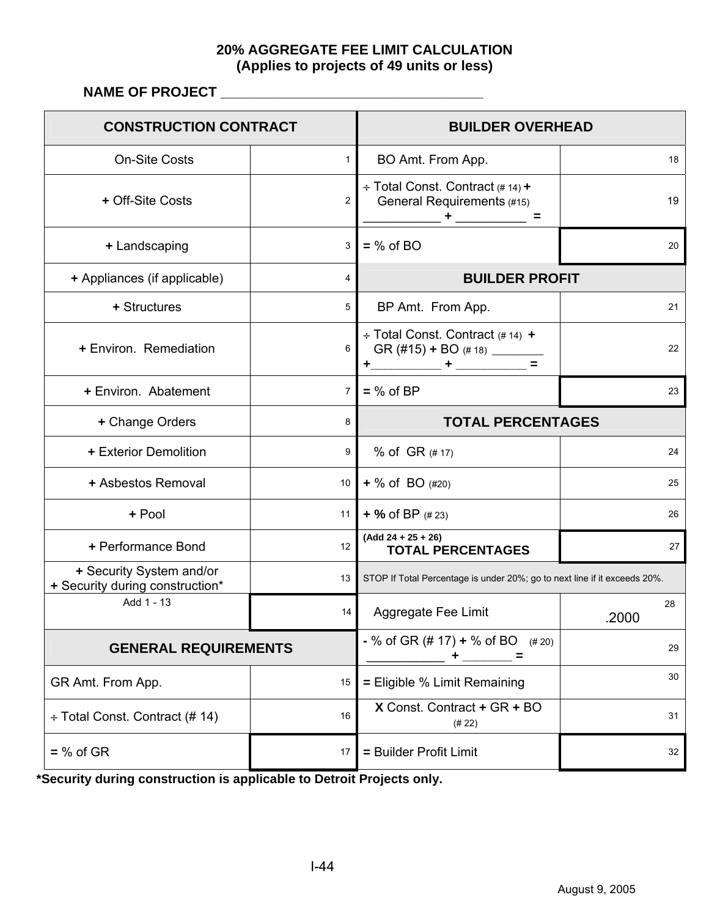**20% AGGREGATE FEE LIMIT CALCULATION**
**(Applies to projects of 49 units or less)**

**NAME OF PROJECT ___________________________________**

| CONSTRUCTION CONTRACT | | BUILDER OVERHEAD | |
|---|---|---|---|
| On-Site Costs | 1 | BO Amt. From App. | 18 |
| + Off-Site Costs | 2 | ÷ Total Const. Contract (# 14) + General Requirements (#15) ___________ + __________ = | 19 |
| + Landscaping | 3 | = % of BO | 20 |
| + Appliances (if applicable) | 4 | **BUILDER PROFIT** | |
| + Structures | 5 | BP Amt. From App. | 21 |
| + Environ. Remediation | 6 | ÷ Total Const. Contract (# 14) + GR (#15) + BO (# 18) ________ +__________ + __________ = | 22 |
| + Environ. Abatement | 7 | = % of BP | 23 |
| + Change Orders | 8 | **TOTAL PERCENTAGES** | |
| + Exterior Demolition | 9 | % of GR (# 17) | 24 |
| + Asbestos Removal | 10 | + % of BO (#20) | 25 |
| + Pool | 11 | + % of BP (# 23) | 26 |
| + Performance Bond | 12 | (Add 24 + 25 + 26) **TOTAL PERCENTAGES** | 27 |
| + Security System and/or + Security during construction* | 13 | STOP If Total Percentage is under 20%; go to next line if it exceeds 20%. | |
| Add 1 - 13 | 14 | Aggregate Fee Limit | 28 .2000 |
| **GENERAL REQUIREMENTS** | | - % of GR (# 17) + % of BO (# 20) ___________ + _______ = | 29 |
| GR Amt. From App. | 15 | = Eligible % Limit Remaining | 30 |
| ÷ Total Const. Contract (# 14) | 16 | X Const. Contract + GR + BO (# 22) | 31 |
| = % of GR | 17 | = Builder Profit Limit | 32 |

***Security during construction is applicable to Detroit Projects only.**

August 9, 2005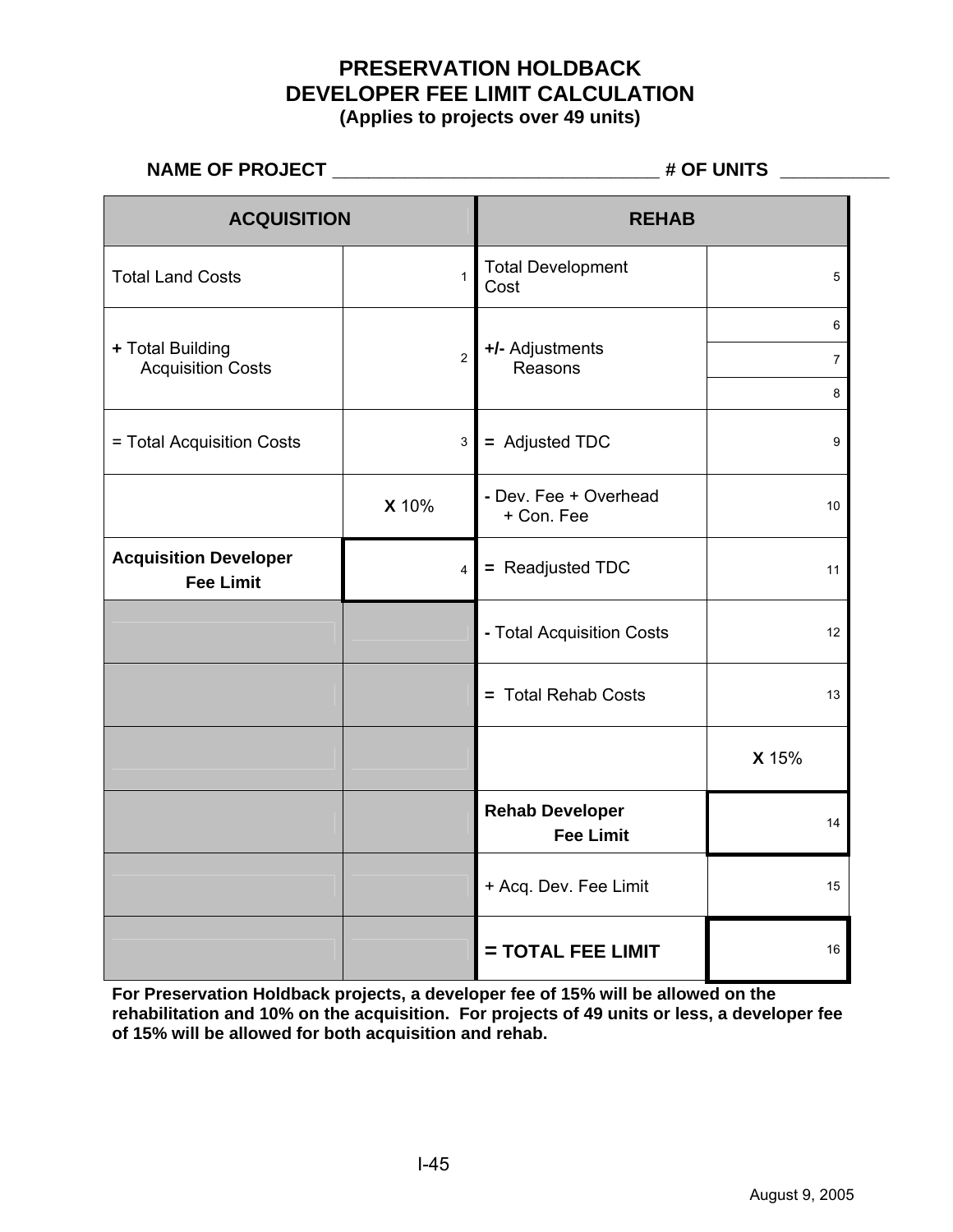# PRESERVATION HOLDBACK
# DEVELOPER FEE LIMIT CALCULATION
### (Applies to projects over 49 units)

**NAME OF PROJECT** ________________________________ **# OF UNITS** __________

| ACQUISITION | | REHAB | |
|---|---|---|---|
| Total Land Costs | 1 | Total Development Cost | 5 |
| **+** Total Building Acquisition Costs | 2 | **+/-** Adjustments Reasons | 6 |
| | | | 7 |
| | | | 8 |
| = Total Acquisition Costs | 3 | **=** Adjusted TDC | 9 |
| | **X** 10% | **-** Dev. Fee + Overhead + Con. Fee | 10 |
| **Acquisition Developer Fee Limit** | 4 | **=** Readjusted TDC | 11 |
| | | **-** Total Acquisition Costs | 12 |
| | | **=** Total Rehab Costs | 13 |
| | | | **X** 15% |
| | | **Rehab Developer Fee Limit** | 14 |
| | | + Acq. Dev. Fee Limit | 15 |
| | | **= TOTAL FEE LIMIT** | 16 |

**For Preservation Holdback projects, a developer fee of 15% will be allowed on the rehabilitation and 10% on the acquisition. For projects of 49 units or less, a developer fee of 15% will be allowed for both acquisition and rehab.**

August 9, 2005